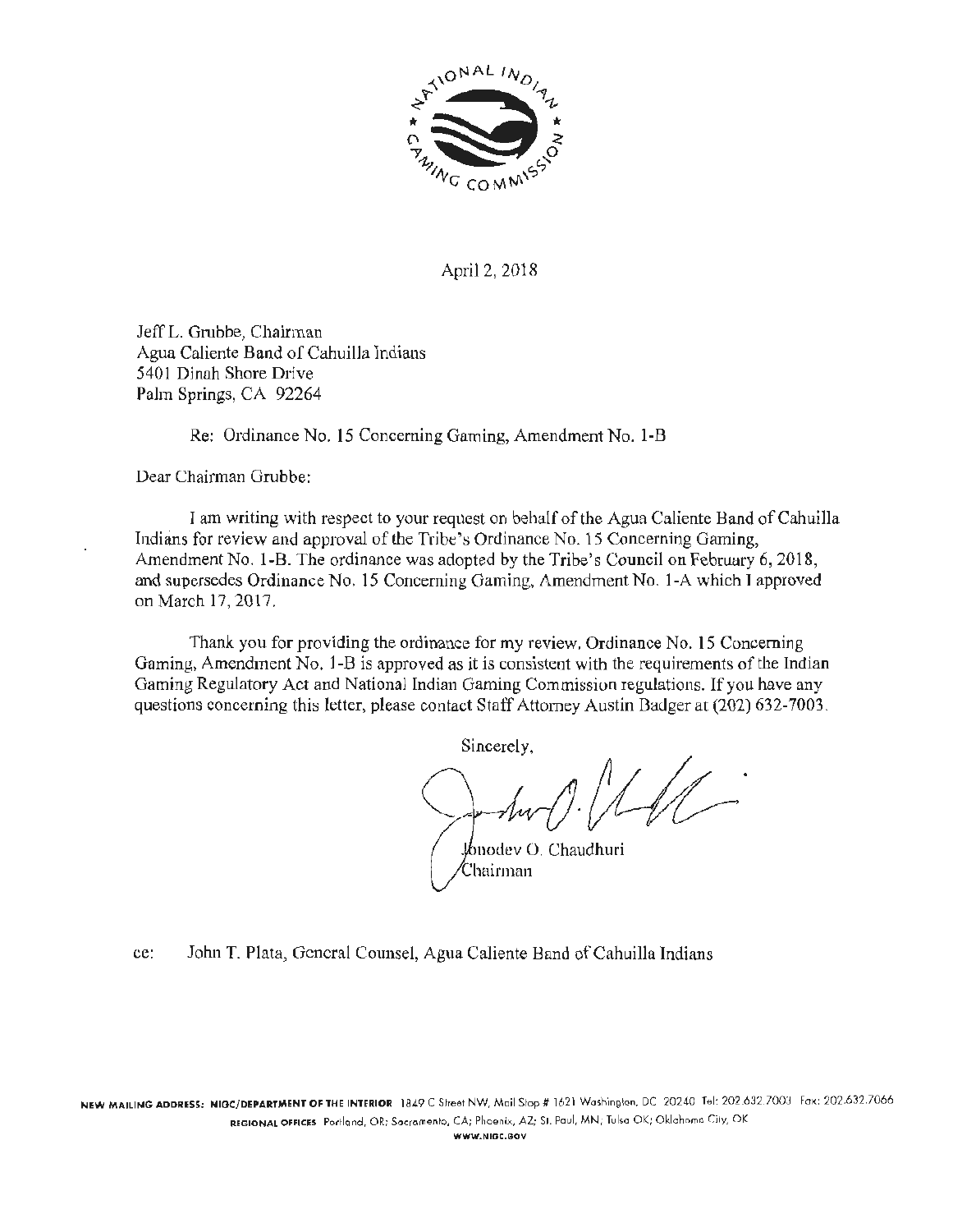April 2, 2018

Jeff L. Grubbe, Chairman  
Agua Caliente Band of Cahuilla Indians  
5401 Dinah Shore Drive  
Palm Springs, CA 92264

Re: Ordinance No. 15 Concerning Gaming, Amendment No. 1-B

Dear Chairman Grubbe:

I am writing with respect to your request on behalf of the Agua Caliente Band of Cahuilla Indians for review and approval of the Tribe's Ordinance No. 15 Concerning Gaming, Amendment No. 1-B. The ordinance was adopted by the Tribe's Council on February 6, 2018, and supersedes Ordinance No. 15 Concerning Gaming, Amendment No. 1-A which I approved on March 17, 2017.

Thank you for providing the ordinance for my review. Ordinance No. 15 Concerning Gaming, Amendment No. 1-B is approved as it is consistent with the requirements of the Indian Gaming Regulatory Act and National Indian Gaming Commission regulations. If you have any questions concerning this letter, please contact Staff Attorney Austin Badger at (202) 632-7003.

Sincerely,

Jonodev O. Chaudhuri  
Chairman

cc: John T. Plata, General Counsel, Agua Caliente Band of Cahuilla Indians

NEW MAILING ADDRESS: NIGC/DEPARTMENT OF THE INTERIOR 1849 C Street NW, Mail Stop # 1621 Washington, DC 20240 Tel: 202.632.7003 Fax: 202.632.7066  
REGIONAL OFFICES Portland, OR; Sacramento, CA; Phoenix, AZ; St. Paul, MN; Tulsa OK; Oklahoma City, OK  
WWW.NIGC.GOV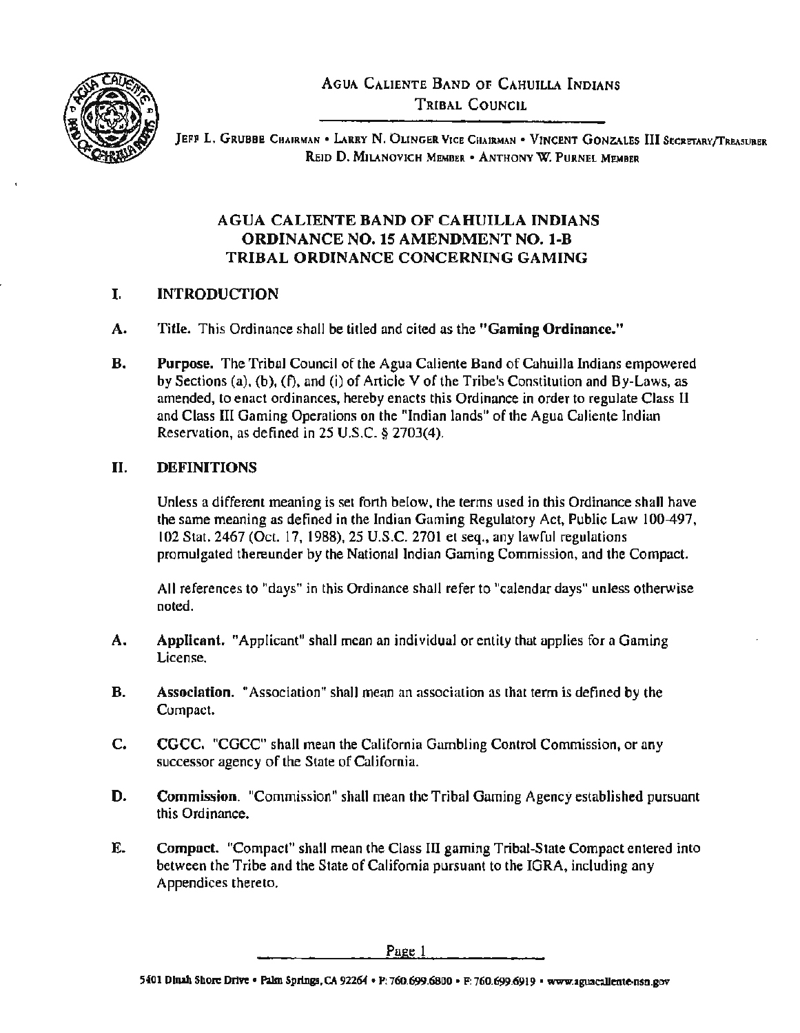AGUA CALIENTE BAND OF CAHUILLA INDIANS
TRIBAL COUNCIL

JEFF L. GRUBBE CHAIRMAN • LARRY N. OLINGER VICE CHAIRMAN • VINCENT GONZALES III SECRETARY/TREASURER
REID D. MILANOVICH MEMBER • ANTHONY W. PURNEL MEMBER

# AGUA CALIENTE BAND OF CAHUILLA INDIANS
# ORDINANCE NO. 15 AMENDMENT NO. 1-B
# TRIBAL ORDINANCE CONCERNING GAMING

## I. INTRODUCTION

**A. Title.** This Ordinance shall be titled and cited as the **"Gaming Ordinance."**

**B. Purpose.** The Tribal Council of the Agua Caliente Band of Cahuilla Indians empowered by Sections (a), (b), (f), and (i) of Article V of the Tribe's Constitution and By-Laws, as amended, to enact ordinances, hereby enacts this Ordinance in order to regulate Class II and Class III Gaming Operations on the "Indian lands" of the Agua Caliente Indian Reservation, as defined in 25 U.S.C. § 2703(4).

## II. DEFINITIONS

Unless a different meaning is set forth below, the terms used in this Ordinance shall have the same meaning as defined in the Indian Gaming Regulatory Act, Public Law 100-497, 102 Stat. 2467 (Oct. 17, 1988), 25 U.S.C. 2701 et seq., any lawful regulations promulgated thereunder by the National Indian Gaming Commission, and the Compact.

All references to "days" in this Ordinance shall refer to "calendar days" unless otherwise noted.

**A. Applicant.** "Applicant" shall mean an individual or entity that applies for a Gaming License.

**B. Association.** "Association" shall mean an association as that term is defined by the Compact.

**C. CGCC.** "CGCC" shall mean the California Gambling Control Commission, or any successor agency of the State of California.

**D. Commission.** "Commission" shall mean the Tribal Gaming Agency established pursuant this Ordinance.

**E. Compact.** "Compact" shall mean the Class III gaming Tribal-State Compact entered into between the Tribe and the State of California pursuant to the IGRA, including any Appendices thereto.

5401 Dinah Shore Drive • Palm Springs, CA 92264 • P: 760.699.6800 • F: 760.699.6919 • www.aguacaliente-nsn.gov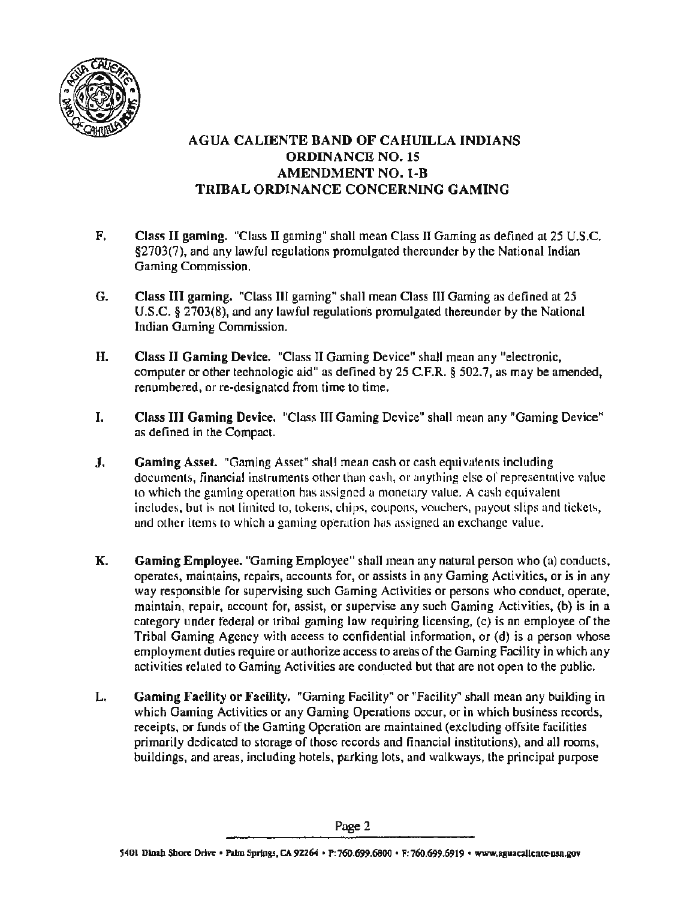# AGUA CALIENTE BAND OF CAHUILLA INDIANS
## ORDINANCE NO. 15
## AMENDMENT NO. 1-B
## TRIBAL ORDINANCE CONCERNING GAMING

F. **Class II gaming.** "Class II gaming" shall mean Class II Gaming as defined at 25 U.S.C. §2703(7), and any lawful regulations promulgated thereunder by the National Indian Gaming Commission.

G. **Class III gaming.** "Class III gaming" shall mean Class III Gaming as defined at 25 U.S.C. § 2703(8), and any lawful regulations promulgated thereunder by the National Indian Gaming Commission.

H. **Class II Gaming Device.** "Class II Gaming Device" shall mean any "electronic, computer or other technologic aid" as defined by 25 C.F.R. § 502.7, as may be amended, renumbered, or re-designated from time to time.

I. **Class III Gaming Device.** "Class III Gaming Device" shall mean any "Gaming Device" as defined in the Compact.

J. **Gaming Asset.** "Gaming Asset" shall mean cash or cash equivalents including documents, financial instruments other than cash, or anything else of representative value to which the gaming operation has assigned a monetary value. A cash equivalent includes, but is not limited to, tokens, chips, coupons, vouchers, payout slips and tickets, and other items to which a gaming operation has assigned an exchange value.

K. **Gaming Employee.** "Gaming Employee" shall mean any natural person who (a) conducts, operates, maintains, repairs, accounts for, or assists in any Gaming Activities, or is in any way responsible for supervising such Gaming Activities or persons who conduct, operate, maintain, repair, account for, assist, or supervise any such Gaming Activities, (b) is in a category under federal or tribal gaming law requiring licensing, (c) is an employee of the Tribal Gaming Agency with access to confidential information, or (d) is a person whose employment duties require or authorize access to areas of the Gaming Facility in which any activities related to Gaming Activities are conducted but that are not open to the public.

L. **Gaming Facility or Facility.** "Gaming Facility" or "Facility" shall mean any building in which Gaming Activities or any Gaming Operations occur, or in which business records, receipts, or funds of the Gaming Operation are maintained (excluding offsite facilities primarily dedicated to storage of those records and financial institutions), and all rooms, buildings, and areas, including hotels, parking lots, and walkways, the principal purpose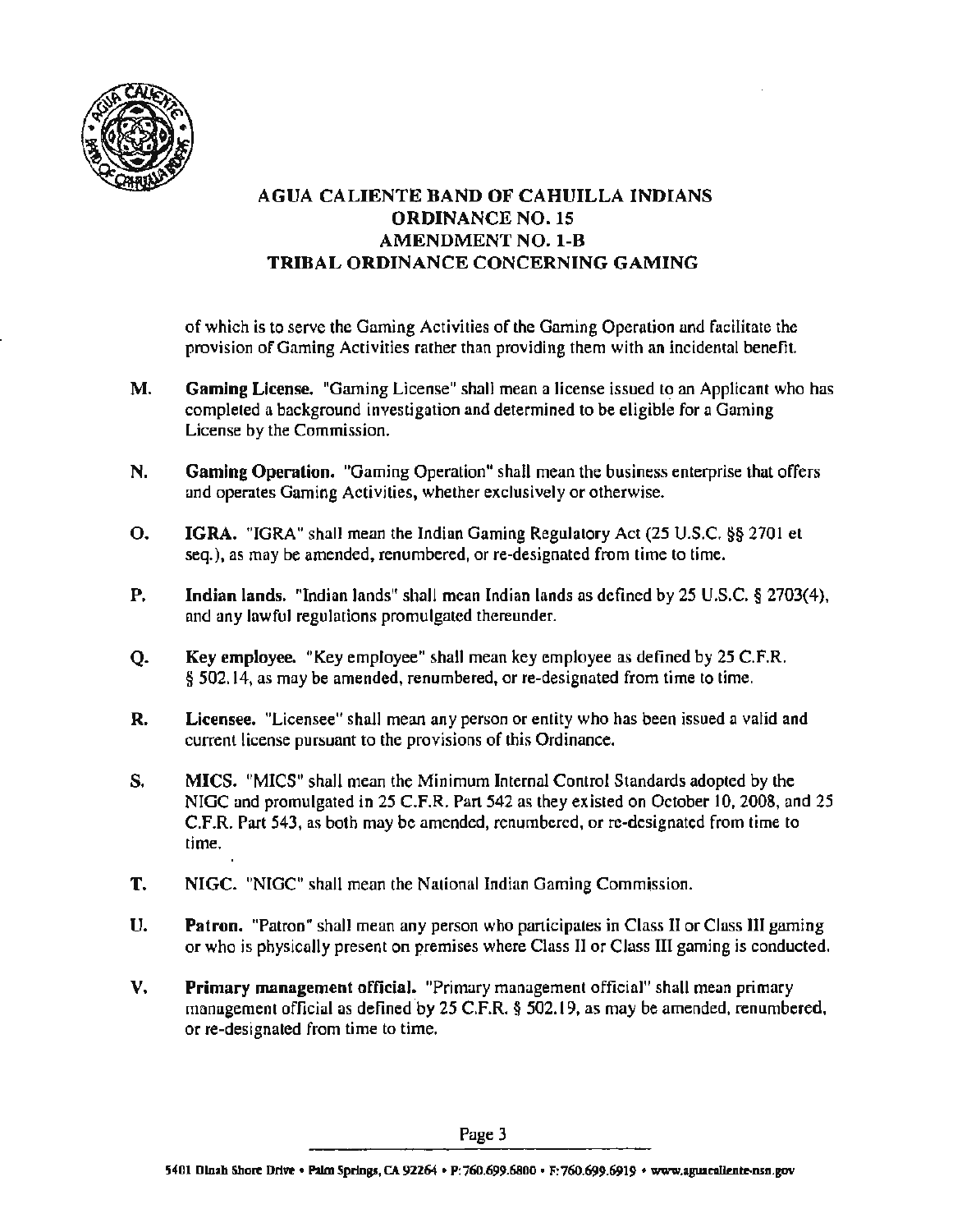of which is to serve the Gaming Activities of the Gaming Operation and facilitate the provision of Gaming Activities rather than providing them with an incidental benefit.

**M. Gaming License.** "Gaming License" shall mean a license issued to an Applicant who has completed a background investigation and determined to be eligible for a Gaming License by the Commission.

**N. Gaming Operation.** "Gaming Operation" shall mean the business enterprise that offers and operates Gaming Activities, whether exclusively or otherwise.

**O. IGRA.** "IGRA" shall mean the Indian Gaming Regulatory Act (25 U.S.C. §§ 2701 et seq.), as may be amended, renumbered, or re-designated from time to time.

**P. Indian lands.** "Indian lands" shall mean Indian lands as defined by 25 U.S.C. § 2703(4), and any lawful regulations promulgated thereunder.

**Q. Key employee.** "Key employee" shall mean key employee as defined by 25 C.F.R. § 502.14, as may be amended, renumbered, or re-designated from time to time.

**R. Licensee.** "Licensee" shall mean any person or entity who has been issued a valid and current license pursuant to the provisions of this Ordinance.

**S. MICS.** "MICS" shall mean the Minimum Internal Control Standards adopted by the NIGC and promulgated in 25 C.F.R. Part 542 as they existed on October 10, 2008, and 25 C.F.R. Part 543, as both may be amended, renumbered, or re-designated from time to time.

**T. NIGC.** "NIGC" shall mean the National Indian Gaming Commission.

**U. Patron.** "Patron" shall mean any person who participates in Class II or Class III gaming or who is physically present on premises where Class II or Class III gaming is conducted.

**V. Primary management official.** "Primary management official" shall mean primary management official as defined by 25 C.F.R. § 502.19, as may be amended, renumbered, or re-designated from time to time.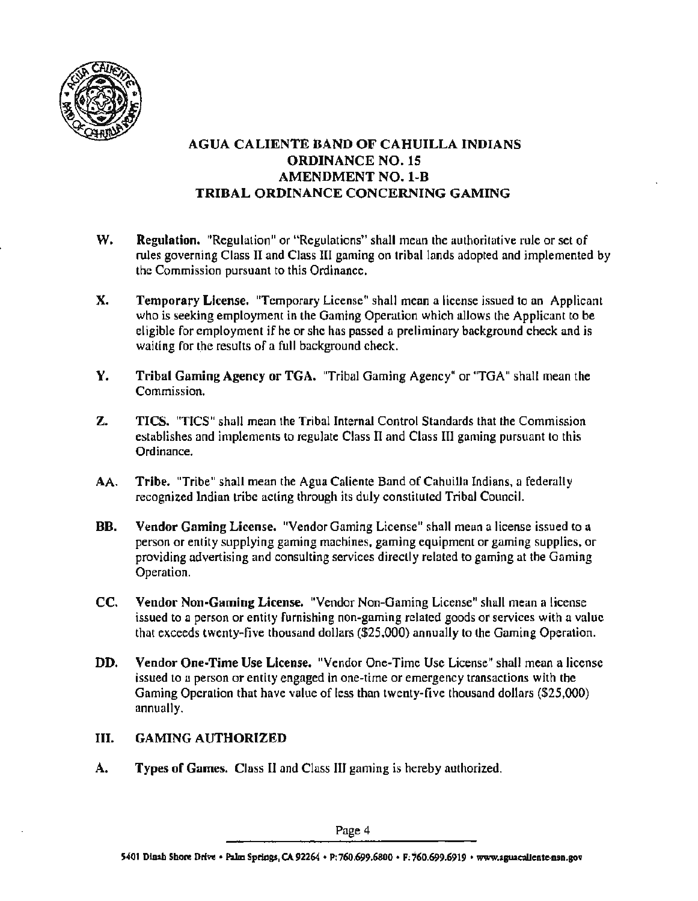## AGUA CALIENTE BAND OF CAHUILLA INDIANS
## ORDINANCE NO. 15
## AMENDMENT NO. 1-B
## TRIBAL ORDINANCE CONCERNING GAMING

W. **Regulation.** "Regulation" or "Regulations" shall mean the authoritative rule or set of rules governing Class II and Class III gaming on tribal lands adopted and implemented by the Commission pursuant to this Ordinance.

X. **Temporary License.** "Temporary License" shall mean a license issued to an Applicant who is seeking employment in the Gaming Operation which allows the Applicant to be eligible for employment if he or she has passed a preliminary background check and is waiting for the results of a full background check.

Y. **Tribal Gaming Agency or TGA.** "Tribal Gaming Agency" or "TGA" shall mean the Commission.

Z. **TICS.** "TICS" shall mean the Tribal Internal Control Standards that the Commission establishes and implements to regulate Class II and Class III gaming pursuant to this Ordinance.

AA. **Tribe.** "Tribe" shall mean the Agua Caliente Band of Cahuilla Indians, a federally recognized Indian tribe acting through its duly constituted Tribal Council.

BB. **Vendor Gaming License.** "Vendor Gaming License" shall mean a license issued to a person or entity supplying gaming machines, gaming equipment or gaming supplies, or providing advertising and consulting services directly related to gaming at the Gaming Operation.

CC. **Vendor Non-Gaming License.** "Vendor Non-Gaming License" shall mean a license issued to a person or entity furnishing non-gaming related goods or services with a value that exceeds twenty-five thousand dollars ($25,000) annually to the Gaming Operation.

DD. **Vendor One-Time Use License.** "Vendor One-Time Use License" shall mean a license issued to a person or entity engaged in one-time or emergency transactions with the Gaming Operation that have value of less than twenty-five thousand dollars ($25,000) annually.

### III. GAMING AUTHORIZED

A. **Types of Games.** Class II and Class III gaming is hereby authorized.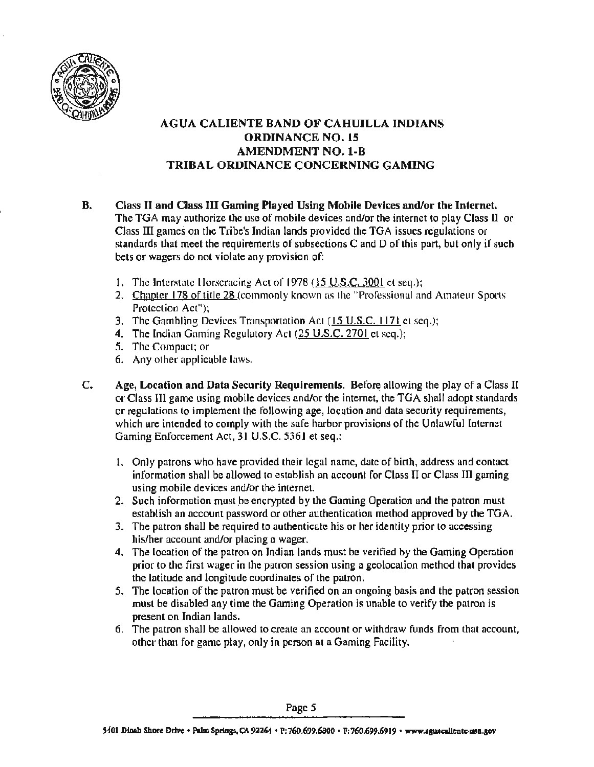# AGUA CALIENTE BAND OF CAHUILLA INDIANS
## ORDINANCE NO. 15
## AMENDMENT NO. 1-B
## TRIBAL ORDINANCE CONCERNING GAMING

**B. Class II and Class III Gaming Played Using Mobile Devices and/or the Internet.** The TGA may authorize the use of mobile devices and/or the internet to play Class II or Class III games on the Tribe's Indian lands provided the TGA issues regulations or standards that meet the requirements of subsections C and D of this part, but only if such bets or wagers do not violate any provision of:

1. The Interstate Horseracing Act of 1978 (15 U.S.C. 3001 et seq.);
2. Chapter 178 of title 28 (commonly known as the "Professional and Amateur Sports Protection Act");
3. The Gambling Devices Transportation Act (15 U.S.C. 1171 et seq.);
4. The Indian Gaming Regulatory Act (25 U.S.C. 2701 et seq.);
5. The Compact; or
6. Any other applicable laws.

**C. Age, Location and Data Security Requirements.** Before allowing the play of a Class II or Class III game using mobile devices and/or the internet, the TGA shall adopt standards or regulations to implement the following age, location and data security requirements, which are intended to comply with the safe harbor provisions of the Unlawful Internet Gaming Enforcement Act, 31 U.S.C. 5361 et seq.:

1. Only patrons who have provided their legal name, date of birth, address and contact information shall be allowed to establish an account for Class II or Class III gaming using mobile devices and/or the internet.
2. Such information must be encrypted by the Gaming Operation and the patron must establish an account password or other authentication method approved by the TGA.
3. The patron shall be required to authenticate his or her identity prior to accessing his/her account and/or placing a wager.
4. The location of the patron on Indian lands must be verified by the Gaming Operation prior to the first wager in the patron session using a geolocation method that provides the latitude and longitude coordinates of the patron.
5. The location of the patron must be verified on an ongoing basis and the patron session must be disabled any time the Gaming Operation is unable to verify the patron is present on Indian lands.
6. The patron shall be allowed to create an account or withdraw funds from that account, other than for game play, only in person at a Gaming Facility.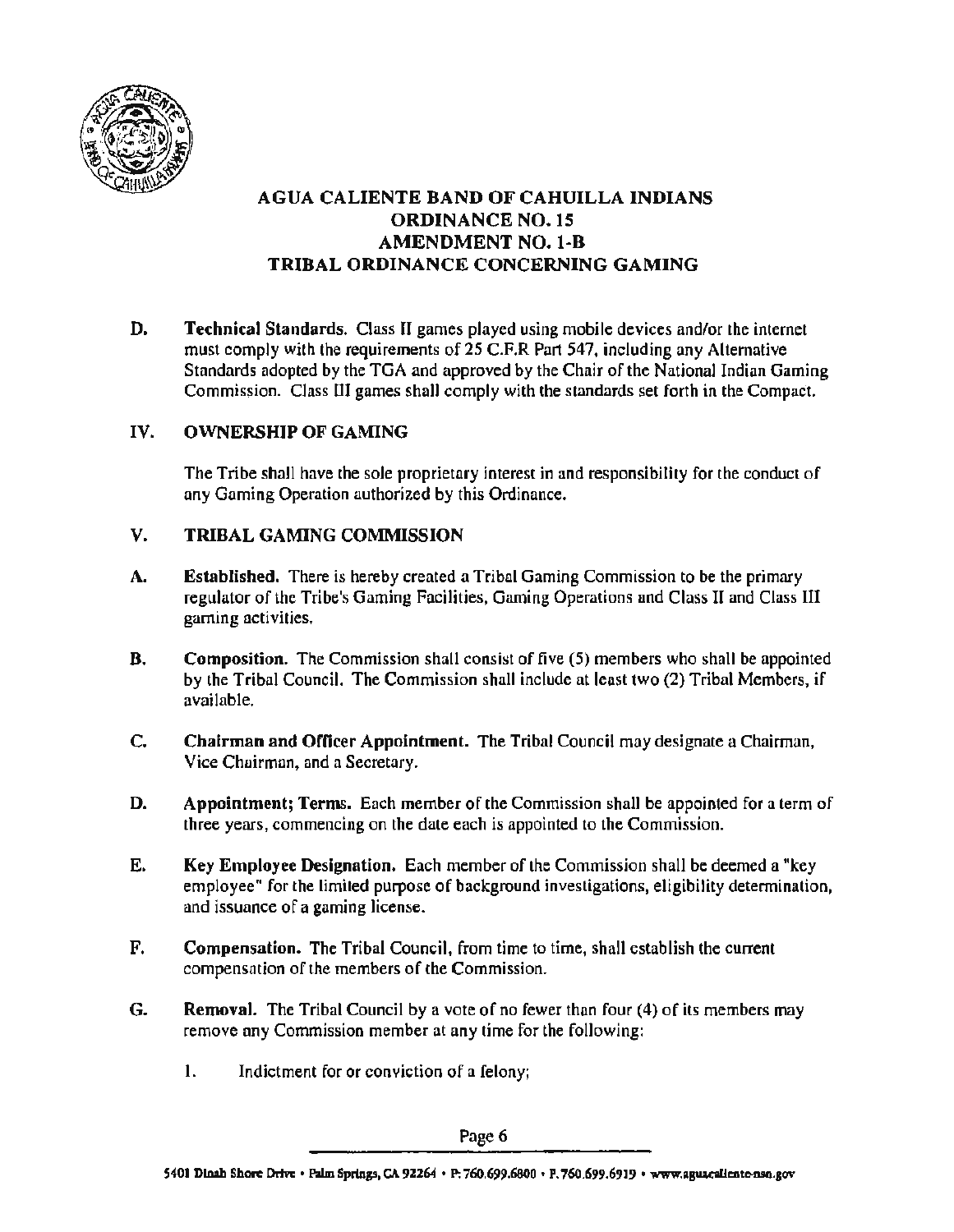# AGUA CALIENTE BAND OF CAHUILLA INDIANS
# ORDINANCE NO. 15
# AMENDMENT NO. 1-B
# TRIBAL ORDINANCE CONCERNING GAMING

**D. Technical Standards.** Class II games played using mobile devices and/or the internet must comply with the requirements of 25 C.F.R Part 547, including any Alternative Standards adopted by the TGA and approved by the Chair of the National Indian Gaming Commission. Class III games shall comply with the standards set forth in the Compact.

## IV. OWNERSHIP OF GAMING

The Tribe shall have the sole proprietary interest in and responsibility for the conduct of any Gaming Operation authorized by this Ordinance.

## V. TRIBAL GAMING COMMISSION

**A. Established.** There is hereby created a Tribal Gaming Commission to be the primary regulator of the Tribe's Gaming Facilities, Gaming Operations and Class II and Class III gaming activities.

**B. Composition.** The Commission shall consist of five (5) members who shall be appointed by the Tribal Council. The Commission shall include at least two (2) Tribal Members, if available.

**C. Chairman and Officer Appointment.** The Tribal Council may designate a Chairman, Vice Chairman, and a Secretary.

**D. Appointment; Terms.** Each member of the Commission shall be appointed for a term of three years, commencing on the date each is appointed to the Commission.

**E. Key Employee Designation.** Each member of the Commission shall be deemed a "key employee" for the limited purpose of background investigations, eligibility determination, and issuance of a gaming license.

**F. Compensation.** The Tribal Council, from time to time, shall establish the current compensation of the members of the Commission.

**G. Removal.** The Tribal Council by a vote of no fewer than four (4) of its members may remove any Commission member at any time for the following:

1. Indictment for or conviction of a felony;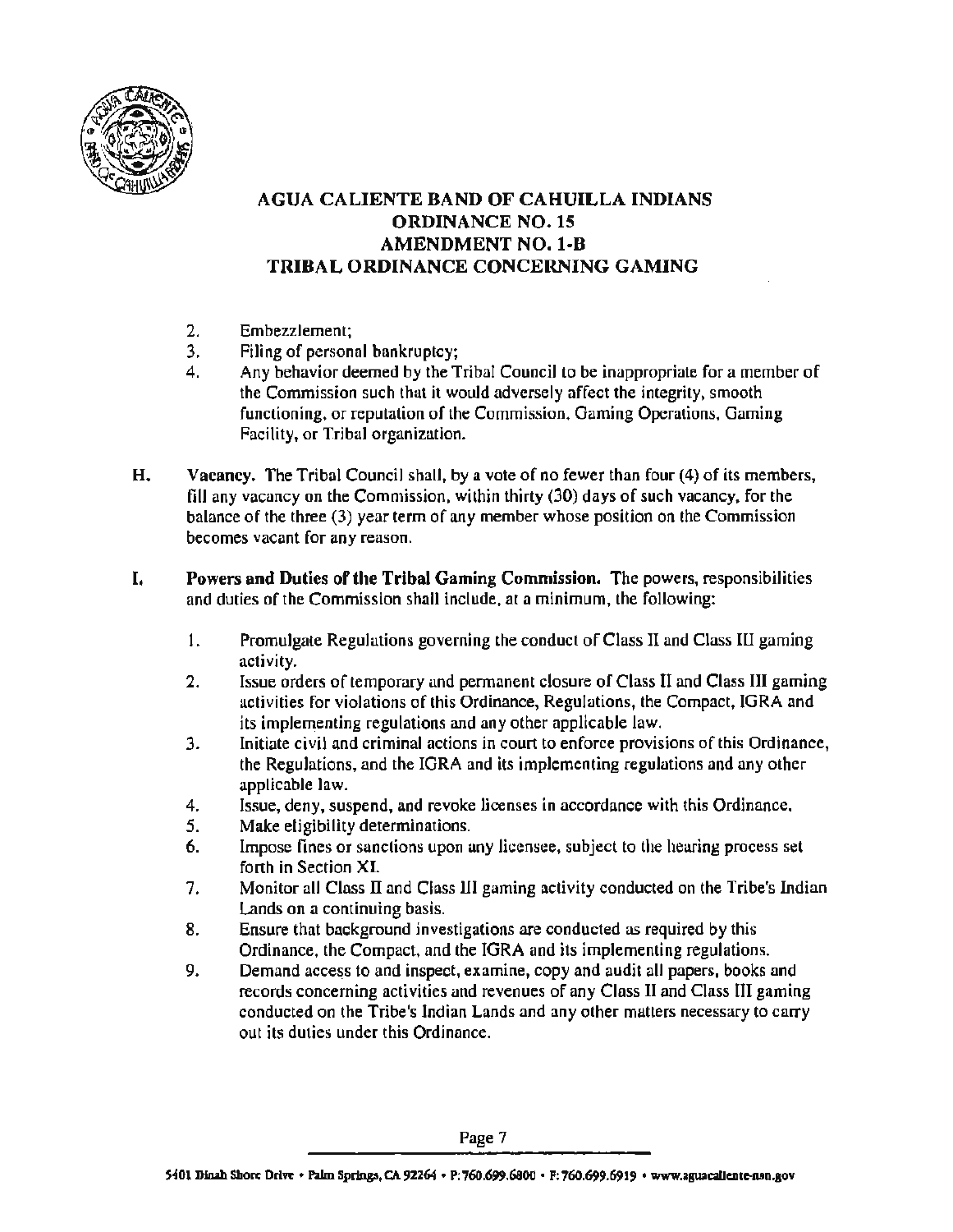# AGUA CALIENTE BAND OF CAHUILLA INDIANS
# ORDINANCE NO. 15
# AMENDMENT NO. 1-B
# TRIBAL ORDINANCE CONCERNING GAMING

2. Embezzlement;
3. Filing of personal bankruptcy;
4. Any behavior deemed by the Tribal Council to be inappropriate for a member of the Commission such that it would adversely affect the integrity, smooth functioning, or reputation of the Commission, Gaming Operations, Gaming Facility, or Tribal organization.

**H. Vacancy.** The Tribal Council shall, by a vote of no fewer than four (4) of its members, fill any vacancy on the Commission, within thirty (30) days of such vacancy, for the balance of the three (3) year term of any member whose position on the Commission becomes vacant for any reason.

**I. Powers and Duties of the Tribal Gaming Commission.** The powers, responsibilities and duties of the Commission shall include, at a minimum, the following:

1. Promulgate Regulations governing the conduct of Class II and Class III gaming activity.
2. Issue orders of temporary and permanent closure of Class II and Class III gaming activities for violations of this Ordinance, Regulations, the Compact, IGRA and its implementing regulations and any other applicable law.
3. Initiate civil and criminal actions in court to enforce provisions of this Ordinance, the Regulations, and the IGRA and its implementing regulations and any other applicable law.
4. Issue, deny, suspend, and revoke licenses in accordance with this Ordinance.
5. Make eligibility determinations.
6. Impose fines or sanctions upon any licensee, subject to the hearing process set forth in Section XI.
7. Monitor all Class II and Class III gaming activity conducted on the Tribe's Indian Lands on a continuing basis.
8. Ensure that background investigations are conducted as required by this Ordinance, the Compact, and the IGRA and its implementing regulations.
9. Demand access to and inspect, examine, copy and audit all papers, books and records concerning activities and revenues of any Class II and Class III gaming conducted on the Tribe's Indian Lands and any other matters necessary to carry out its duties under this Ordinance.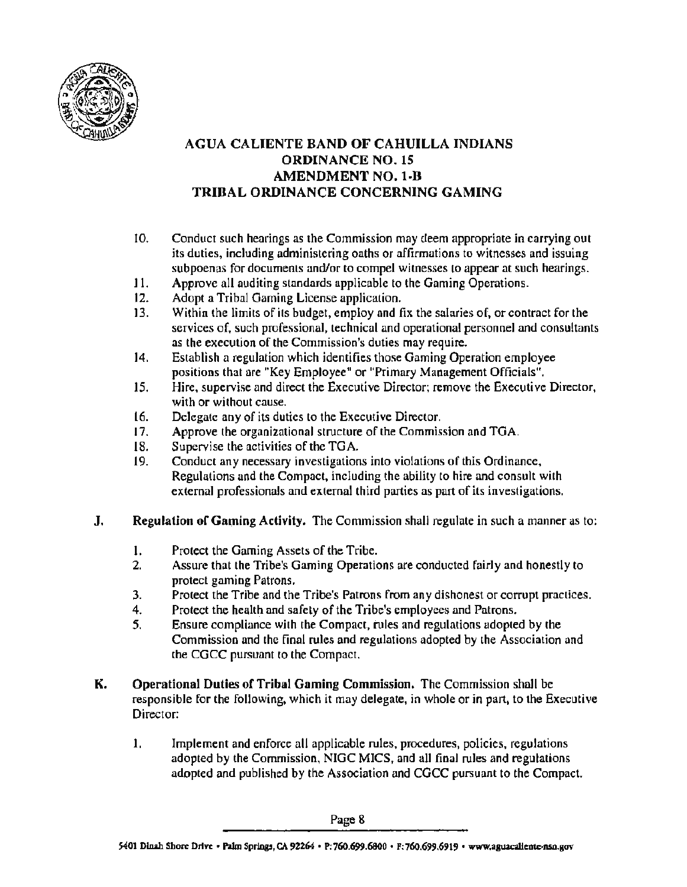## AGUA CALIENTE BAND OF CAHUILLA INDIANS
## ORDINANCE NO. 15
## AMENDMENT NO. 1-B
## TRIBAL ORDINANCE CONCERNING GAMING

10. Conduct such hearings as the Commission may deem appropriate in carrying out its duties, including administering oaths or affirmations to witnesses and issuing subpoenas for documents and/or to compel witnesses to appear at such hearings.
11. Approve all auditing standards applicable to the Gaming Operations.
12. Adopt a Tribal Gaming License application.
13. Within the limits of its budget, employ and fix the salaries of, or contract for the services of, such professional, technical and operational personnel and consultants as the execution of the Commission's duties may require.
14. Establish a regulation which identifies those Gaming Operation employee positions that are "Key Employee" or "Primary Management Officials".
15. Hire, supervise and direct the Executive Director; remove the Executive Director, with or without cause.
16. Delegate any of its duties to the Executive Director.
17. Approve the organizational structure of the Commission and TGA.
18. Supervise the activities of the TGA.
19. Conduct any necessary investigations into violations of this Ordinance, Regulations and the Compact, including the ability to hire and consult with external professionals and external third parties as part of its investigations.

**J. Regulation of Gaming Activity.** The Commission shall regulate in such a manner as to:

1. Protect the Gaming Assets of the Tribe.
2. Assure that the Tribe's Gaming Operations are conducted fairly and honestly to protect gaming Patrons.
3. Protect the Tribe and the Tribe's Patrons from any dishonest or corrupt practices.
4. Protect the health and safety of the Tribe's employees and Patrons.
5. Ensure compliance with the Compact, rules and regulations adopted by the Commission and the final rules and regulations adopted by the Association and the CGCC pursuant to the Compact.

**K. Operational Duties of Tribal Gaming Commission.** The Commission shall be responsible for the following, which it may delegate, in whole or in part, to the Executive Director:

1. Implement and enforce all applicable rules, procedures, policies, regulations adopted by the Commission, NIGC MICS, and all final rules and regulations adopted and published by the Association and CGCC pursuant to the Compact.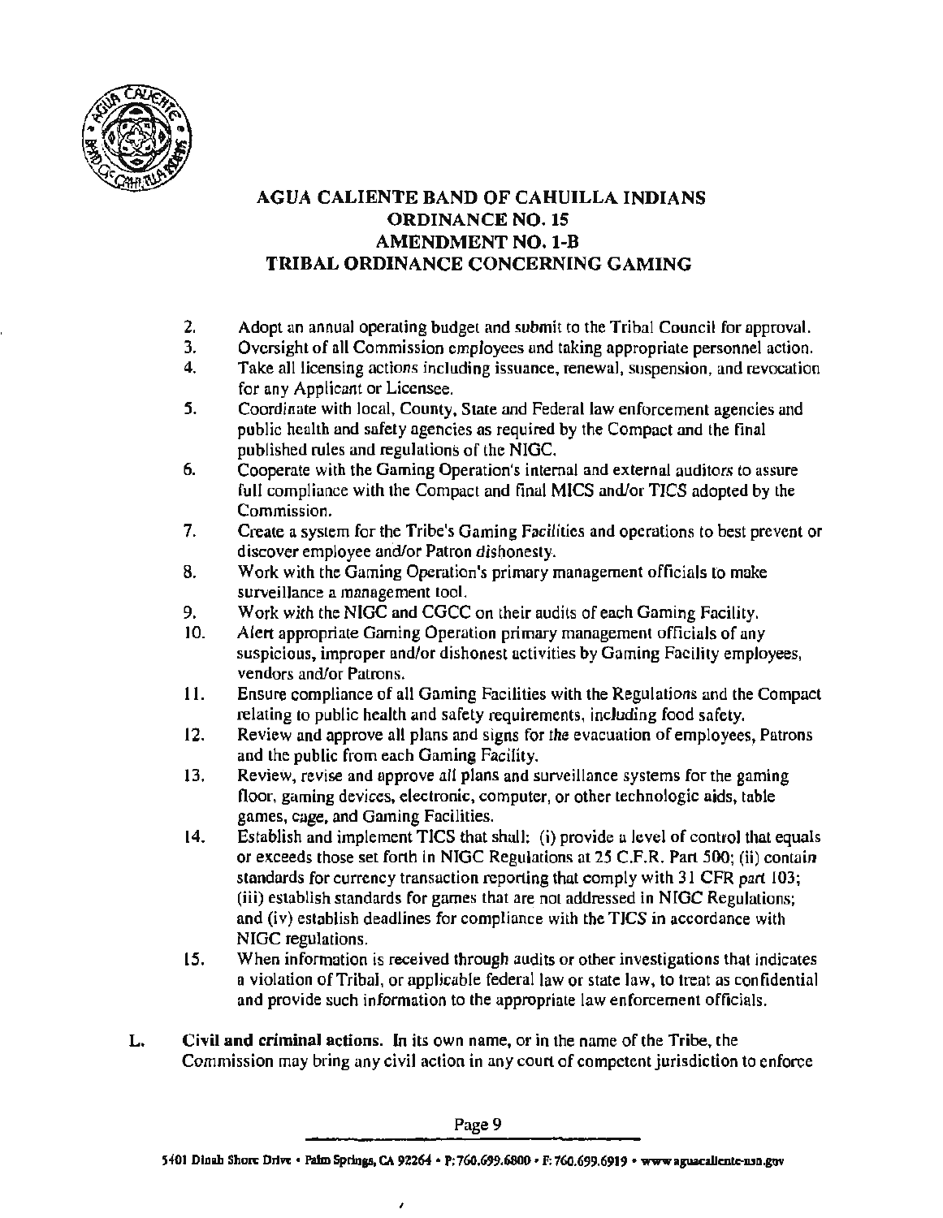2. Adopt an annual operating budget and submit to the Tribal Council for approval.
3. Oversight of all Commission employees and taking appropriate personnel action.
4. Take all licensing actions including issuance, renewal, suspension, and revocation for any Applicant or Licensee.
5. Coordinate with local, County, State and Federal law enforcement agencies and public health and safety agencies as required by the Compact and the final published rules and regulations of the NIGC.
6. Cooperate with the Gaming Operation's internal and external auditors to assure full compliance with the Compact and final MICS and/or TICS adopted by the Commission.
7. Create a system for the Tribe's Gaming Facilities and operations to best prevent or discover employee and/or Patron dishonesty.
8. Work with the Gaming Operation's primary management officials to make surveillance a management tool.
9. Work with the NIGC and CGCC on their audits of each Gaming Facility.
10. Alert appropriate Gaming Operation primary management officials of any suspicious, improper and/or dishonest activities by Gaming Facility employees, vendors and/or Patrons.
11. Ensure compliance of all Gaming Facilities with the Regulations and the Compact relating to public health and safety requirements, including food safety.
12. Review and approve all plans and signs for the evacuation of employees, Patrons and the public from each Gaming Facility.
13. Review, revise and approve all plans and surveillance systems for the gaming floor, gaming devices, electronic, computer, or other technologic aids, table games, cage, and Gaming Facilities.
14. Establish and implement TICS that shall: (i) provide a level of control that equals or exceeds those set forth in NIGC Regulations at 25 C.F.R. Part 500; (ii) contain standards for currency transaction reporting that comply with 31 CFR part 103; (iii) establish standards for games that are not addressed in NIGC Regulations; and (iv) establish deadlines for compliance with the TICS in accordance with NIGC regulations.
15. When information is received through audits or other investigations that indicates a violation of Tribal, or applicable federal law or state law, to treat as confidential and provide such information to the appropriate law enforcement officials.

L. **Civil and criminal actions.** In its own name, or in the name of the Tribe, the Commission may bring any civil action in any court of competent jurisdiction to enforce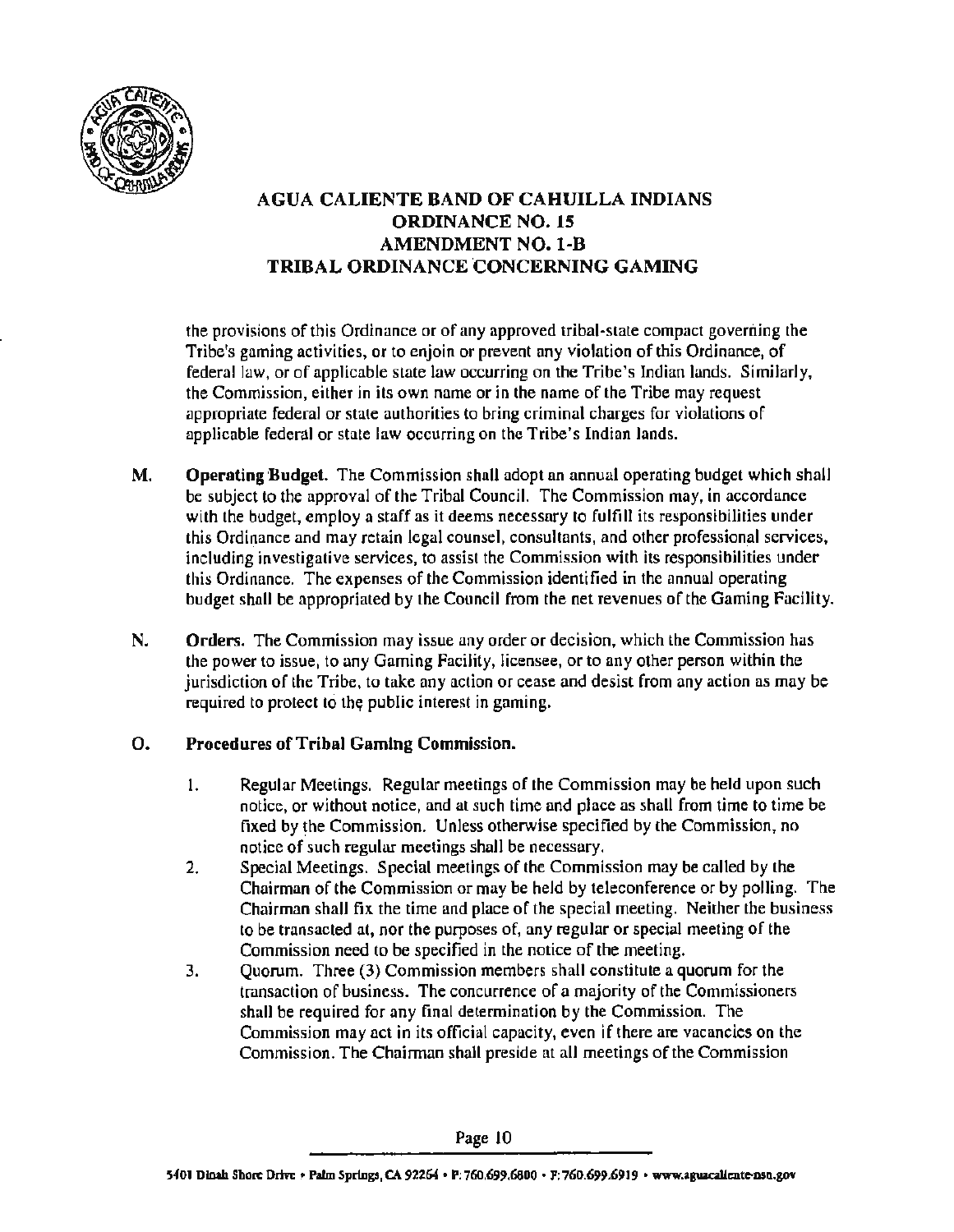the provisions of this Ordinance or of any approved tribal-state compact governing the Tribe's gaming activities, or to enjoin or prevent any violation of this Ordinance, of federal law, or of applicable state law occurring on the Tribe's Indian lands. Similarly, the Commission, either in its own name or in the name of the Tribe may request appropriate federal or state authorities to bring criminal charges for violations of applicable federal or state law occurring on the Tribe's Indian lands.

**M. Operating Budget.** The Commission shall adopt an annual operating budget which shall be subject to the approval of the Tribal Council. The Commission may, in accordance with the budget, employ a staff as it deems necessary to fulfill its responsibilities under this Ordinance and may retain legal counsel, consultants, and other professional services, including investigative services, to assist the Commission with its responsibilities under this Ordinance. The expenses of the Commission identified in the annual operating budget shall be appropriated by the Council from the net revenues of the Gaming Facility.

**N. Orders.** The Commission may issue any order or decision, which the Commission has the power to issue, to any Gaming Facility, licensee, or to any other person within the jurisdiction of the Tribe, to take any action or cease and desist from any action as may be required to protect to the public interest in gaming.

**O. Procedures of Tribal Gaming Commission.**

1. Regular Meetings. Regular meetings of the Commission may be held upon such notice, or without notice, and at such time and place as shall from time to time be fixed by the Commission. Unless otherwise specified by the Commission, no notice of such regular meetings shall be necessary.
2. Special Meetings. Special meetings of the Commission may be called by the Chairman of the Commission or may be held by teleconference or by polling. The Chairman shall fix the time and place of the special meeting. Neither the business to be transacted at, nor the purposes of, any regular or special meeting of the Commission need to be specified in the notice of the meeting.
3. Quorum. Three (3) Commission members shall constitute a quorum for the transaction of business. The concurrence of a majority of the Commissioners shall be required for any final determination by the Commission. The Commission may act in its official capacity, even if there are vacancies on the Commission. The Chairman shall preside at all meetings of the Commission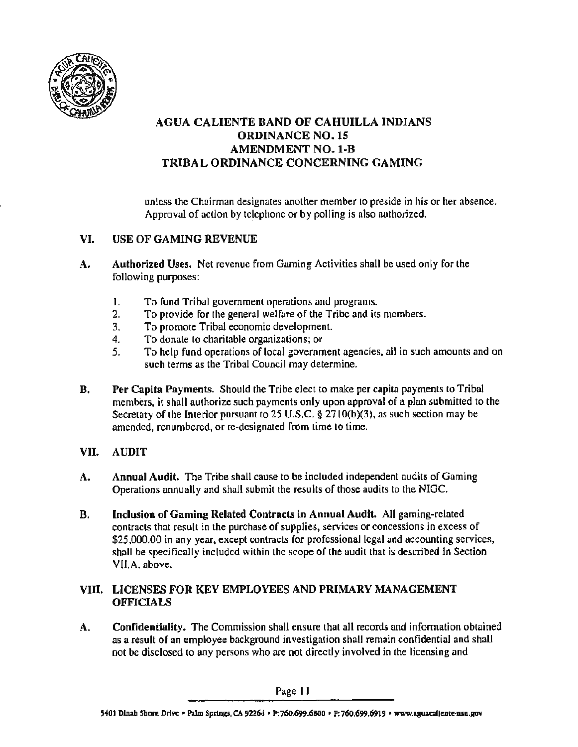unless the Chairman designates another member to preside in his or her absence. Approval of action by telephone or by polling is also authorized.

## VI. USE OF GAMING REVENUE

**A. Authorized Uses.** Net revenue from Gaming Activities shall be used only for the following purposes:

1. To fund Tribal government operations and programs.
2. To provide for the general welfare of the Tribe and its members.
3. To promote Tribal economic development.
4. To donate to charitable organizations; or
5. To help fund operations of local government agencies, all in such amounts and on such terms as the Tribal Council may determine.

**B. Per Capita Payments.** Should the Tribe elect to make per capita payments to Tribal members, it shall authorize such payments only upon approval of a plan submitted to the Secretary of the Interior pursuant to 25 U.S.C. § 2710(b)(3), as such section may be amended, renumbered, or re-designated from time to time.

## VII. AUDIT

**A. Annual Audit.** The Tribe shall cause to be included independent audits of Gaming Operations annually and shall submit the results of those audits to the NIGC.

**B. Inclusion of Gaming Related Contracts in Annual Audit.** All gaming-related contracts that result in the purchase of supplies, services or concessions in excess of $25,000.00 in any year, except contracts for professional legal and accounting services, shall be specifically included within the scope of the audit that is described in Section VII.A. above.

## VIII. LICENSES FOR KEY EMPLOYEES AND PRIMARY MANAGEMENT OFFICIALS

**A. Confidentiality.** The Commission shall ensure that all records and information obtained as a result of an employee background investigation shall remain confidential and shall not be disclosed to any persons who are not directly involved in the licensing and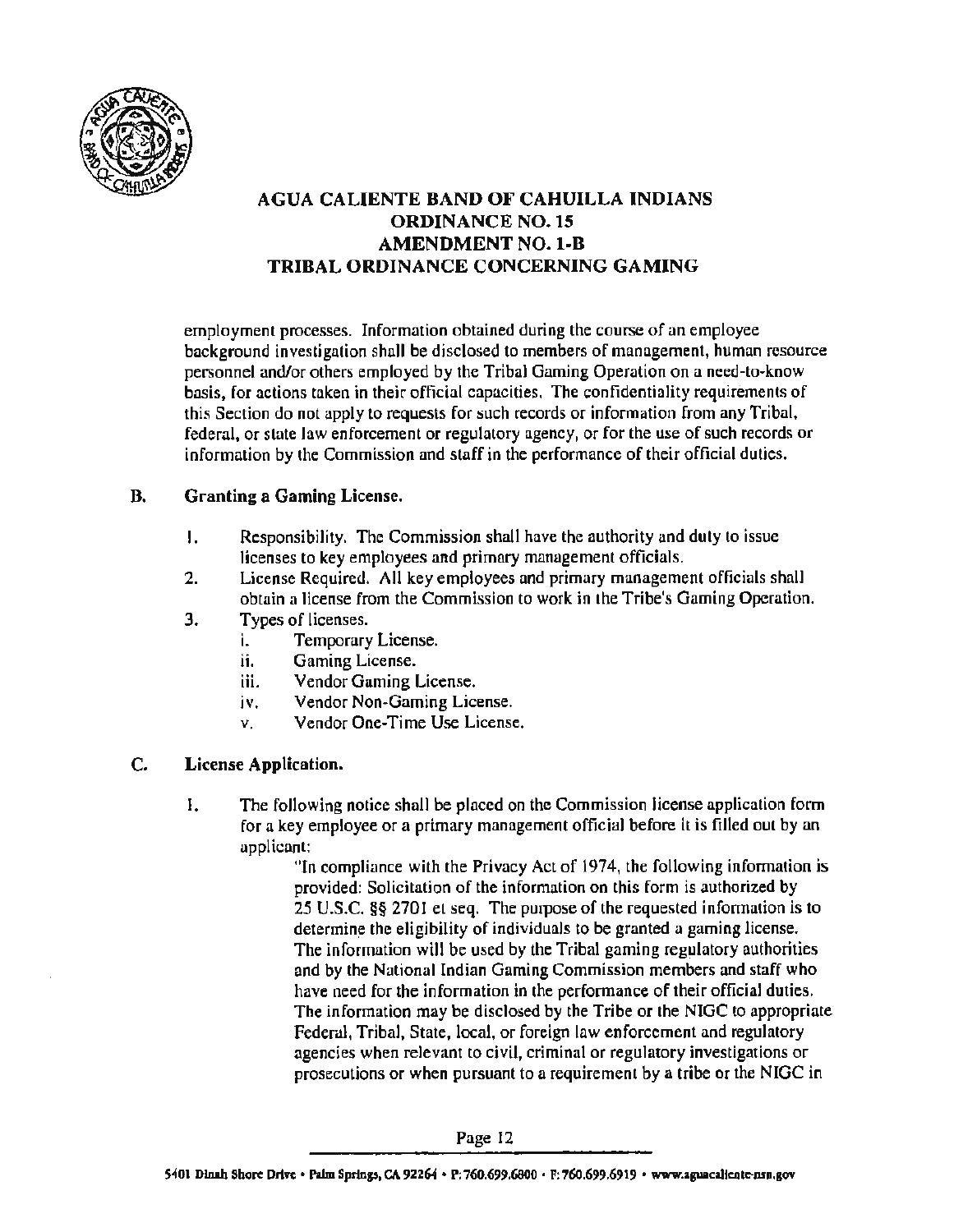employment processes. Information obtained during the course of an employee background investigation shall be disclosed to members of management, human resource personnel and/or others employed by the Tribal Gaming Operation on a need-to-know basis, for actions taken in their official capacities. The confidentiality requirements of this Section do not apply to requests for such records or information from any Tribal, federal, or state law enforcement or regulatory agency, or for the use of such records or information by the Commission and staff in the performance of their official duties.

## B. Granting a Gaming License.

1. Responsibility. The Commission shall have the authority and duty to issue licenses to key employees and primary management officials.
2. License Required. All key employees and primary management officials shall obtain a license from the Commission to work in the Tribe's Gaming Operation.
3. Types of licenses.
   - i. Temporary License.
   - ii. Gaming License.
   - iii. Vendor Gaming License.
   - iv. Vendor Non-Gaming License.
   - v. Vendor One-Time Use License.

## C. License Application.

1. The following notice shall be placed on the Commission license application form for a key employee or a primary management official before it is filled out by an applicant:

   > "In compliance with the Privacy Act of 1974, the following information is provided: Solicitation of the information on this form is authorized by 25 U.S.C. §§ 2701 et seq. The purpose of the requested information is to determine the eligibility of individuals to be granted a gaming license. The information will be used by the Tribal gaming regulatory authorities and by the National Indian Gaming Commission members and staff who have need for the information in the performance of their official duties. The information may be disclosed by the Tribe or the NIGC to appropriate Federal, Tribal, State, local, or foreign law enforcement and regulatory agencies when relevant to civil, criminal or regulatory investigations or prosecutions or when pursuant to a requirement by a tribe or the NIGC in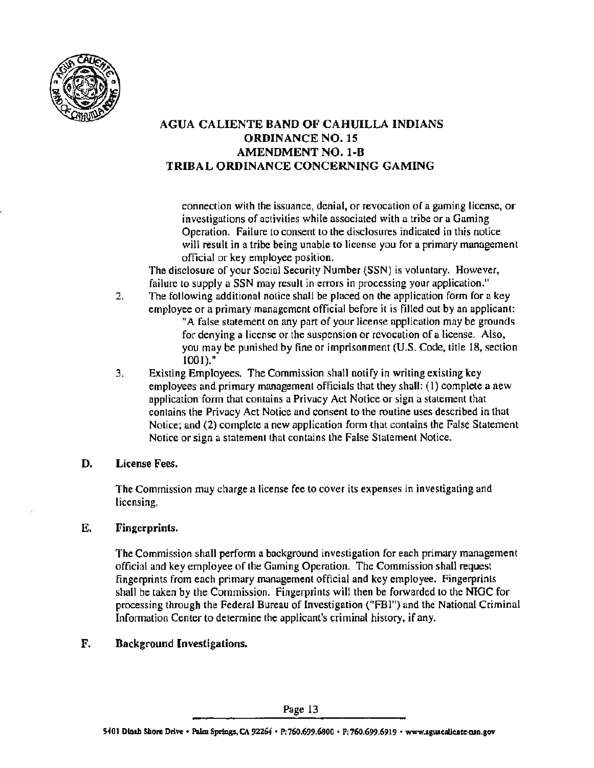connection with the issuance, denial, or revocation of a gaming license, or investigations of activities while associated with a tribe or a Gaming Operation. Failure to consent to the disclosures indicated in this notice will result in a tribe being unable to license you for a primary management official or key employee position.

The disclosure of your Social Security Number (SSN) is voluntary. However, failure to supply a SSN may result in errors in processing your application."

2. The following additional notice shall be placed on the application form for a key employee or a primary management official before it is filled out by an applicant:

   "A false statement on any part of your license application may be grounds for denying a license or the suspension or revocation of a license. Also, you may be punished by fine or imprisonment (U.S. Code, title 18, section 1001)."

3. Existing Employees. The Commission shall notify in writing existing key employees and primary management officials that they shall: (1) complete a new application form that contains a Privacy Act Notice or sign a statement that contains the Privacy Act Notice and consent to the routine uses described in that Notice; and (2) complete a new application form that contains the False Statement Notice or sign a statement that contains the False Statement Notice.

**D. License Fees.**

The Commission may charge a license fee to cover its expenses in investigating and licensing.

**E. Fingerprints.**

The Commission shall perform a background investigation for each primary management official and key employee of the Gaming Operation. The Commission shall request fingerprints from each primary management official and key employee. Fingerprints shall be taken by the Commission. Fingerprints will then be forwarded to the NIGC for processing through the Federal Bureau of Investigation ("FBI") and the National Criminal Information Center to determine the applicant's criminal history, if any.

**F. Background Investigations.**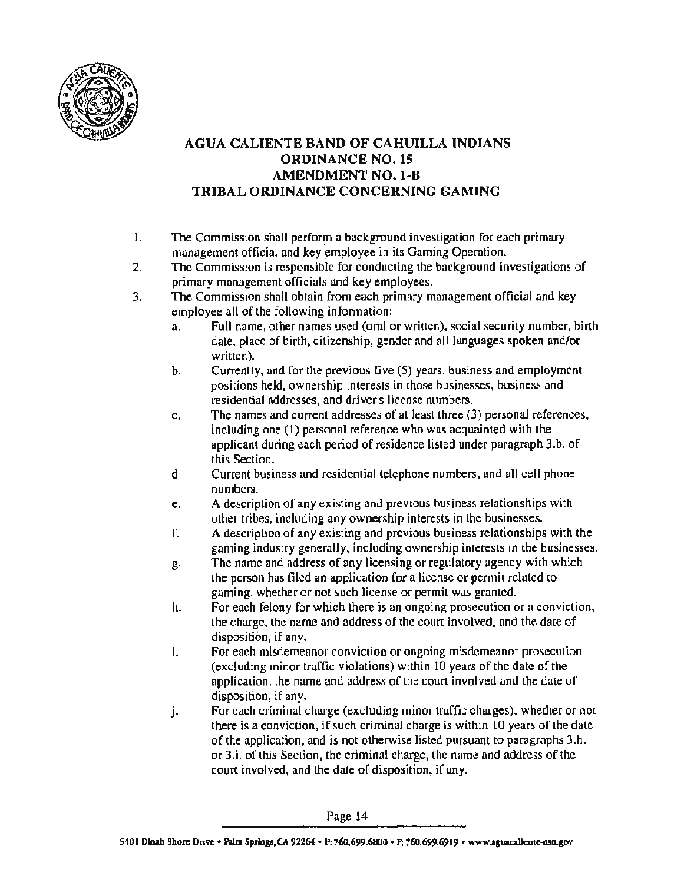# AGUA CALIENTE BAND OF CAHUILLA INDIANS
# ORDINANCE NO. 15
# AMENDMENT NO. 1-B
# TRIBAL ORDINANCE CONCERNING GAMING

1. The Commission shall perform a background investigation for each primary management official and key employee in its Gaming Operation.
2. The Commission is responsible for conducting the background investigations of primary management officials and key employees.
3. The Commission shall obtain from each primary management official and key employee all of the following information:
   a. Full name, other names used (oral or written), social security number, birth date, place of birth, citizenship, gender and all languages spoken and/or written).
   b. Currently, and for the previous five (5) years, business and employment positions held, ownership interests in those businesses, business and residential addresses, and driver's license numbers.
   c. The names and current addresses of at least three (3) personal references, including one (1) personal reference who was acquainted with the applicant during each period of residence listed under paragraph 3.b. of this Section.
   d. Current business and residential telephone numbers, and all cell phone numbers.
   e. A description of any existing and previous business relationships with other tribes, including any ownership interests in the businesses.
   f. A description of any existing and previous business relationships with the gaming industry generally, including ownership interests in the businesses.
   g. The name and address of any licensing or regulatory agency with which the person has filed an application for a license or permit related to gaming, whether or not such license or permit was granted.
   h. For each felony for which there is an ongoing prosecution or a conviction, the charge, the name and address of the court involved, and the date of disposition, if any.
   i. For each misdemeanor conviction or ongoing misdemeanor prosecution (excluding minor traffic violations) within 10 years of the date of the application, the name and address of the court involved and the date of disposition, if any.
   j. For each criminal charge (excluding minor traffic charges), whether or not there is a conviction, if such criminal charge is within 10 years of the date of the application, and is not otherwise listed pursuant to paragraphs 3.h. or 3.i. of this Section, the criminal charge, the name and address of the court involved, and the date of disposition, if any.

5401 Dinah Shore Drive • Palm Springs, CA 92264 • P: 760.699.6800 • F: 760.699.6919 • www.aguacaliente-nsn.gov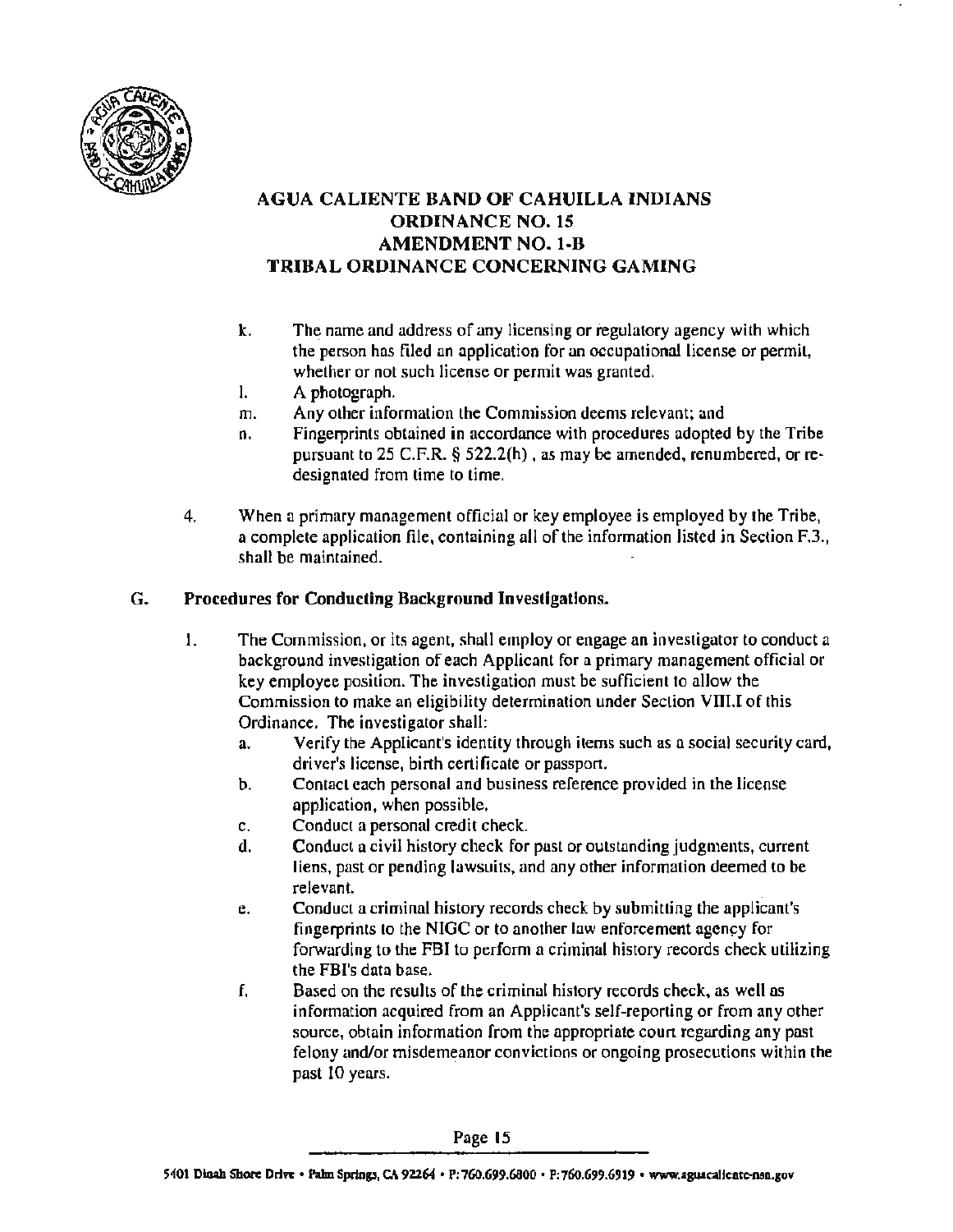# AGUA CALIENTE BAND OF CAHUILLA INDIANS
# ORDINANCE NO. 15
# AMENDMENT NO. 1-B
# TRIBAL ORDINANCE CONCERNING GAMING

k. The name and address of any licensing or regulatory agency with which the person has filed an application for an occupational license or permit, whether or not such license or permit was granted.

l. A photograph.

m. Any other information the Commission deems relevant; and

n. Fingerprints obtained in accordance with procedures adopted by the Tribe pursuant to 25 C.F.R. § 522.2(h) , as may be amended, renumbered, or re-designated from time to time.

4. When a primary management official or key employee is employed by the Tribe, a complete application file, containing all of the information listed in Section F.3., shall be maintained.

## G. Procedures for Conducting Background Investigations.

1. The Commission, or its agent, shall employ or engage an investigator to conduct a background investigation of each Applicant for a primary management official or key employee position. The investigation must be sufficient to allow the Commission to make an eligibility determination under Section VIII.I of this Ordinance. The investigator shall:

   a. Verify the Applicant's identity through items such as a social security card, driver's license, birth certificate or passport.

   b. Contact each personal and business reference provided in the license application, when possible.

   c. Conduct a personal credit check.

   d. Conduct a civil history check for past or outstanding judgments, current liens, past or pending lawsuits, and any other information deemed to be relevant.

   e. Conduct a criminal history records check by submitting the applicant's fingerprints to the NIGC or to another law enforcement agency for forwarding to the FBI to perform a criminal history records check utilizing the FBI's data base.

   f. Based on the results of the criminal history records check, as well as information acquired from an Applicant's self-reporting or from any other source, obtain information from the appropriate court regarding any past felony and/or misdemeanor convictions or ongoing prosecutions within the past 10 years.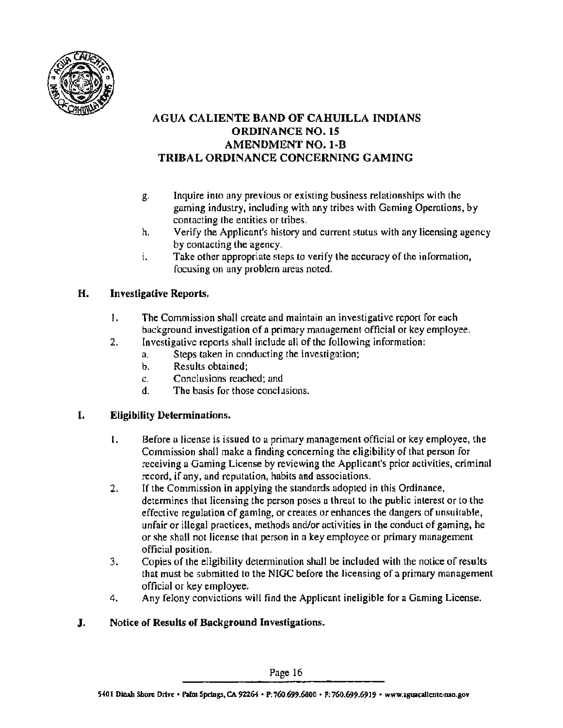g. Inquire into any previous or existing business relationships with the gaming industry, including with any tribes with Gaming Operations, by contacting the entities or tribes.
h. Verify the Applicant's history and current status with any licensing agency by contacting the agency.
i. Take other appropriate steps to verify the accuracy of the information, focusing on any problem areas noted.

## H. Investigative Reports.

1. The Commission shall create and maintain an investigative report for each background investigation of a primary management official or key employee.
2. Investigative reports shall include all of the following information:
   a. Steps taken in conducting the investigation;
   b. Results obtained;
   c. Conclusions reached; and
   d. The basis for those conclusions.

## I. Eligibility Determinations.

1. Before a license is issued to a primary management official or key employee, the Commission shall make a finding concerning the eligibility of that person for receiving a Gaming License by reviewing the Applicant's prior activities, criminal record, if any, and reputation, habits and associations.
2. If the Commission in applying the standards adopted in this Ordinance, determines that licensing the person poses a threat to the public interest or to the effective regulation of gaming, or creates or enhances the dangers of unsuitable, unfair or illegal practices, methods and/or activities in the conduct of gaming, he or she shall not license that person in a key employee or primary management official position.
3. Copies of the eligibility determination shall be included with the notice of results that must be submitted to the NIGC before the licensing of a primary management official or key employee.
4. Any felony convictions will find the Applicant ineligible for a Gaming License.

## J. Notice of Results of Background Investigations.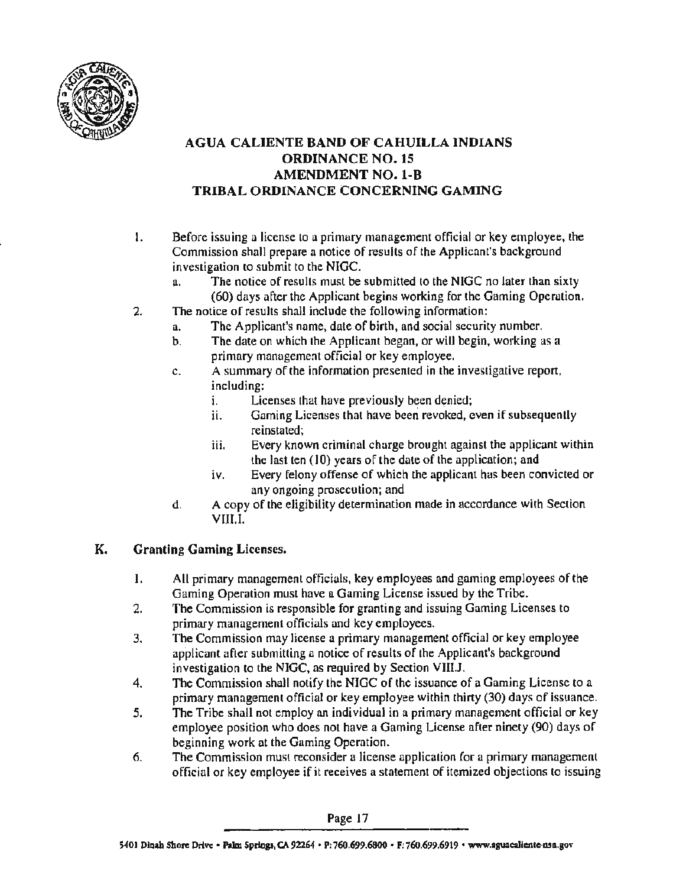# AGUA CALIENTE BAND OF CAHUILLA INDIANS
# ORDINANCE NO. 15
# AMENDMENT NO. 1-B
# TRIBAL ORDINANCE CONCERNING GAMING

1. Before issuing a license to a primary management official or key employee, the Commission shall prepare a notice of results of the Applicant's background investigation to submit to the NIGC.
   a. The notice of results must be submitted to the NIGC no later than sixty (60) days after the Applicant begins working for the Gaming Operation.
2. The notice of results shall include the following information:
   a. The Applicant's name, date of birth, and social security number.
   b. The date on which the Applicant began, or will begin, working as a primary management official or key employee.
   c. A summary of the information presented in the investigative report, including:
      i. Licenses that have previously been denied;
      ii. Gaming Licenses that have been revoked, even if subsequently reinstated;
      iii. Every known criminal charge brought against the applicant within the last ten (10) years of the date of the application; and
      iv. Every felony offense of which the applicant has been convicted or any ongoing prosecution; and
   d. A copy of the eligibility determination made in accordance with Section VIII.I.

## K. Granting Gaming Licenses.

1. All primary management officials, key employees and gaming employees of the Gaming Operation must have a Gaming License issued by the Tribe.
2. The Commission is responsible for granting and issuing Gaming Licenses to primary management officials and key employees.
3. The Commission may license a primary management official or key employee applicant after submitting a notice of results of the Applicant's background investigation to the NIGC, as required by Section VIII.J.
4. The Commission shall notify the NIGC of the issuance of a Gaming License to a primary management official or key employee within thirty (30) days of issuance.
5. The Tribe shall not employ an individual in a primary management official or key employee position who does not have a Gaming License after ninety (90) days of beginning work at the Gaming Operation.
6. The Commission must reconsider a license application for a primary management official or key employee if it receives a statement of itemized objections to issuing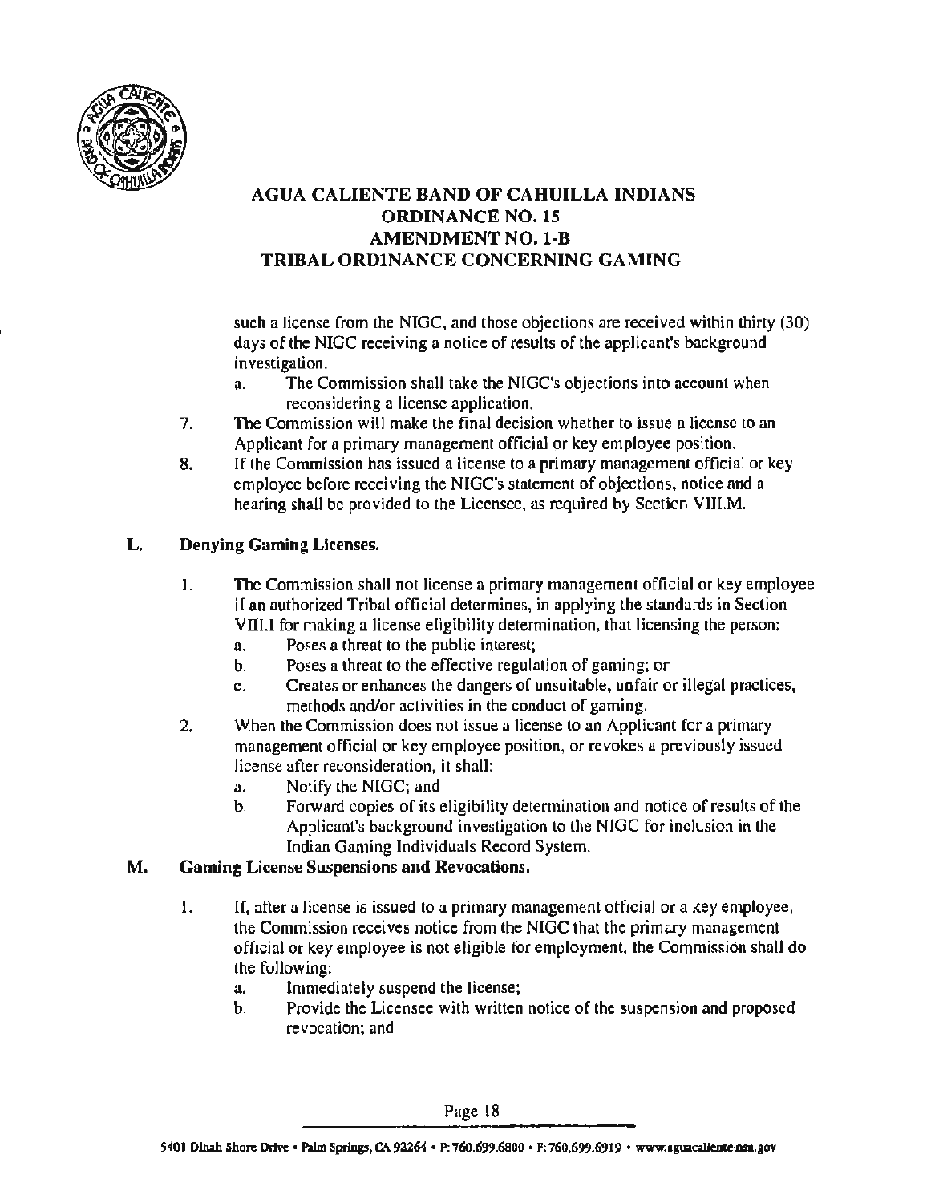such a license from the NIGC, and those objections are received within thirty (30) days of the NIGC receiving a notice of results of the applicant's background investigation.

a. The Commission shall take the NIGC's objections into account when reconsidering a license application.

7. The Commission will make the final decision whether to issue a license to an Applicant for a primary management official or key employee position.

8. If the Commission has issued a license to a primary management official or key employee before receiving the NIGC's statement of objections, notice and a hearing shall be provided to the Licensee, as required by Section VIII.M.

## L. Denying Gaming Licenses.

1. The Commission shall not license a primary management official or key employee if an authorized Tribal official determines, in applying the standards in Section VIII.I for making a license eligibility determination, that licensing the person:
   a. Poses a threat to the public interest;
   b. Poses a threat to the effective regulation of gaming; or
   c. Creates or enhances the dangers of unsuitable, unfair or illegal practices, methods and/or activities in the conduct of gaming.
2. When the Commission does not issue a license to an Applicant for a primary management official or key employee position, or revokes a previously issued license after reconsideration, it shall:
   a. Notify the NIGC; and
   b. Forward copies of its eligibility determination and notice of results of the Applicant's background investigation to the NIGC for inclusion in the Indian Gaming Individuals Record System.

## M. Gaming License Suspensions and Revocations.

1. If, after a license is issued to a primary management official or a key employee, the Commission receives notice from the NIGC that the primary management official or key employee is not eligible for employment, the Commission shall do the following:
   a. Immediately suspend the license;
   b. Provide the Licensee with written notice of the suspension and proposed revocation; and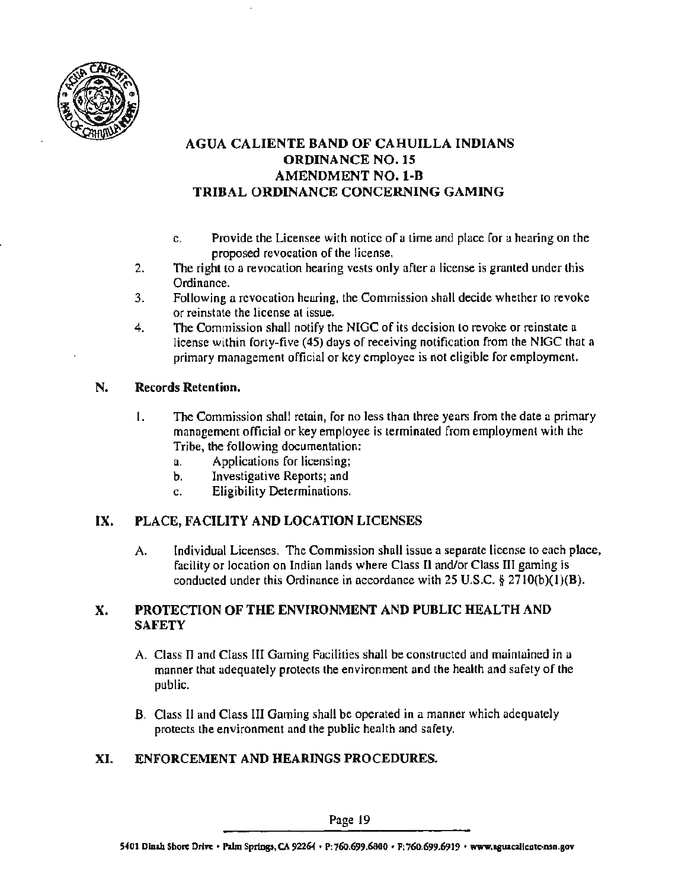c. Provide the Licensee with notice of a time and place for a hearing on the proposed revocation of the license.

2. The right to a revocation hearing vests only after a license is granted under this Ordinance.
3. Following a revocation hearing, the Commission shall decide whether to revoke or reinstate the license at issue.
4. The Commission shall notify the NIGC of its decision to revoke or reinstate a license within forty-five (45) days of receiving notification from the NIGC that a primary management official or key employee is not eligible for employment.

## N. Records Retention.

1. The Commission shall retain, for no less than three years from the date a primary management official or key employee is terminated from employment with the Tribe, the following documentation:
   a. Applications for licensing;
   b. Investigative Reports; and
   c. Eligibility Determinations.

## IX. PLACE, FACILITY AND LOCATION LICENSES

A. Individual Licenses. The Commission shall issue a separate license to each place, facility or location on Indian lands where Class II and/or Class III gaming is conducted under this Ordinance in accordance with 25 U.S.C. § 2710(b)(1)(B).

## X. PROTECTION OF THE ENVIRONMENT AND PUBLIC HEALTH AND SAFETY

A. Class II and Class III Gaming Facilities shall be constructed and maintained in a manner that adequately protects the environment and the health and safety of the public.

B. Class II and Class III Gaming shall be operated in a manner which adequately protects the environment and the public health and safety.

## XI. ENFORCEMENT AND HEARINGS PROCEDURES.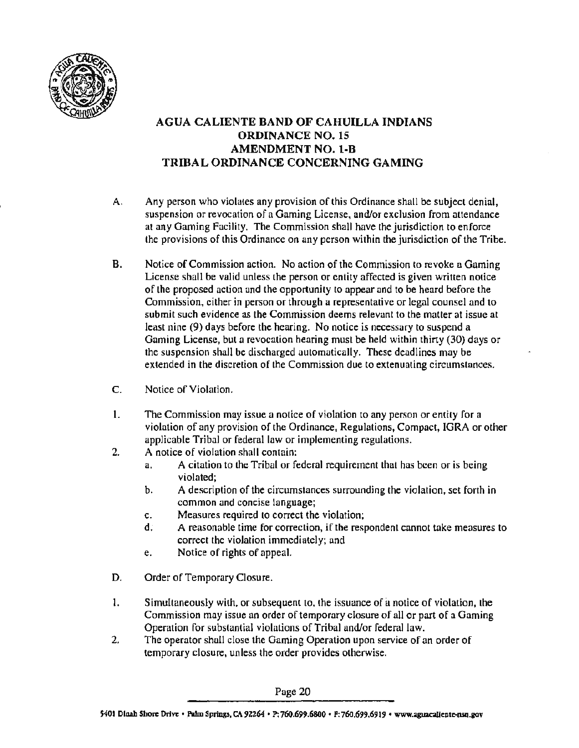## AGUA CALIENTE BAND OF CAHUILLA INDIANS
## ORDINANCE NO. 15
## AMENDMENT NO. 1-B
## TRIBAL ORDINANCE CONCERNING GAMING

A. Any person who violates any provision of this Ordinance shall be subject denial, suspension or revocation of a Gaming License, and/or exclusion from attendance at any Gaming Facility. The Commission shall have the jurisdiction to enforce the provisions of this Ordinance on any person within the jurisdiction of the Tribe.

B. Notice of Commission action. No action of the Commission to revoke a Gaming License shall be valid unless the person or entity affected is given written notice of the proposed action and the opportunity to appear and to be heard before the Commission, either in person or through a representative or legal counsel and to submit such evidence as the Commission deems relevant to the matter at issue at least nine (9) days before the hearing. No notice is necessary to suspend a Gaming License, but a revocation hearing must be held within thirty (30) days or the suspension shall be discharged automatically. These deadlines may be extended in the discretion of the Commission due to extenuating circumstances.

C. Notice of Violation.

1. The Commission may issue a notice of violation to any person or entity for a violation of any provision of the Ordinance, Regulations, Compact, IGRA or other applicable Tribal or federal law or implementing regulations.
2. A notice of violation shall contain:
   a. A citation to the Tribal or federal requirement that has been or is being violated;
   b. A description of the circumstances surrounding the violation, set forth in common and concise language;
   c. Measures required to correct the violation;
   d. A reasonable time for correction, if the respondent cannot take measures to correct the violation immediately; and
   e. Notice of rights of appeal.

D. Order of Temporary Closure.

1. Simultaneously with, or subsequent to, the issuance of a notice of violation, the Commission may issue an order of temporary closure of all or part of a Gaming Operation for substantial violations of Tribal and/or federal law.
2. The operator shall close the Gaming Operation upon service of an order of temporary closure, unless the order provides otherwise.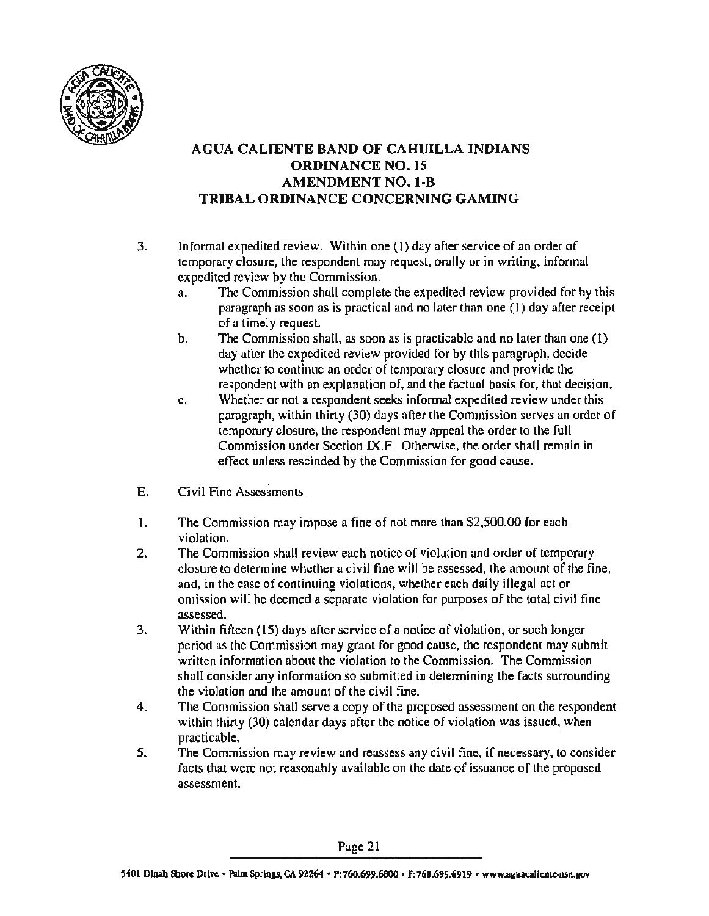## AGUA CALIENTE BAND OF CAHUILLA INDIANS
## ORDINANCE NO. 15
## AMENDMENT NO. 1-B
## TRIBAL ORDINANCE CONCERNING GAMING

3. Informal expedited review. Within one (1) day after service of an order of temporary closure, the respondent may request, orally or in writing, informal expedited review by the Commission.
   a. The Commission shall complete the expedited review provided for by this paragraph as soon as is practical and no later than one (1) day after receipt of a timely request.
   b. The Commission shall, as soon as is practicable and no later than one (1) day after the expedited review provided for by this paragraph, decide whether to continue an order of temporary closure and provide the respondent with an explanation of, and the factual basis for, that decision.
   c. Whether or not a respondent seeks informal expedited review under this paragraph, within thirty (30) days after the Commission serves an order of temporary closure, the respondent may appeal the order to the full Commission under Section IX.F. Otherwise, the order shall remain in effect unless rescinded by the Commission for good cause.

E. Civil Fine Assessments.

1. The Commission may impose a fine of not more than $2,500.00 for each violation.
2. The Commission shall review each notice of violation and order of temporary closure to determine whether a civil fine will be assessed, the amount of the fine, and, in the case of continuing violations, whether each daily illegal act or omission will be deemed a separate violation for purposes of the total civil fine assessed.
3. Within fifteen (15) days after service of a notice of violation, or such longer period as the Commission may grant for good cause, the respondent may submit written information about the violation to the Commission. The Commission shall consider any information so submitted in determining the facts surrounding the violation and the amount of the civil fine.
4. The Commission shall serve a copy of the proposed assessment on the respondent within thirty (30) calendar days after the notice of violation was issued, when practicable.
5. The Commission may review and reassess any civil fine, if necessary, to consider facts that were not reasonably available on the date of issuance of the proposed assessment.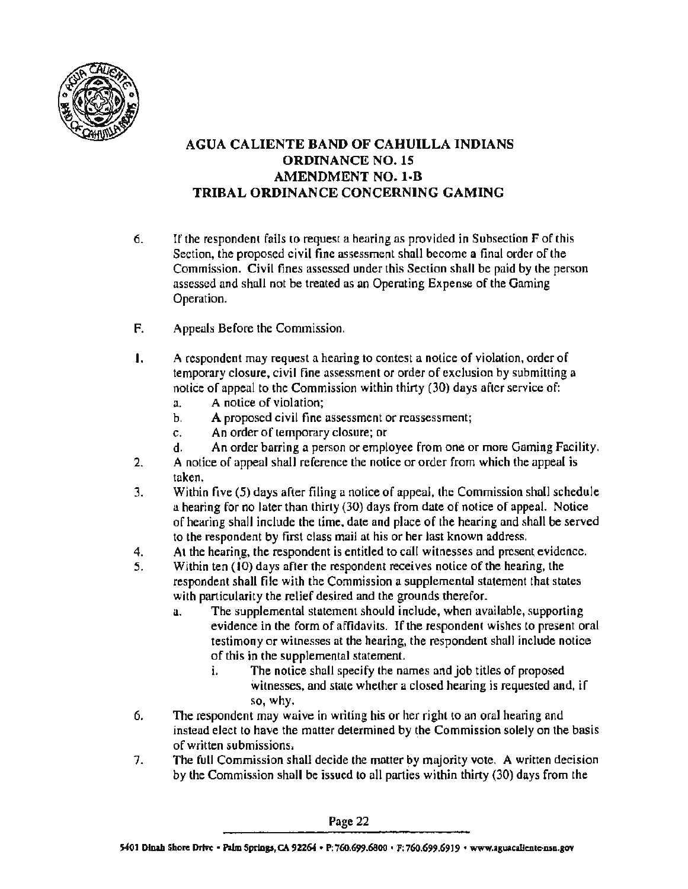# AGUA CALIENTE BAND OF CAHUILLA INDIANS
## ORDINANCE NO. 15
## AMENDMENT NO. 1-B
## TRIBAL ORDINANCE CONCERNING GAMING

6. If the respondent fails to request a hearing as provided in Subsection F of this Section, the proposed civil fine assessment shall become a final order of the Commission. Civil fines assessed under this Section shall be paid by the person assessed and shall not be treated as an Operating Expense of the Gaming Operation.

F. Appeals Before the Commission.

1. A respondent may request a hearing to contest a notice of violation, order of temporary closure, civil fine assessment or order of exclusion by submitting a notice of appeal to the Commission within thirty (30) days after service of:
   a. A notice of violation;
   b. A proposed civil fine assessment or reassessment;
   c. An order of temporary closure; or
   d. An order barring a person or employee from one or more Gaming Facility.
2. A notice of appeal shall reference the notice or order from which the appeal is taken.
3. Within five (5) days after filing a notice of appeal, the Commission shall schedule a hearing for no later than thirty (30) days from date of notice of appeal. Notice of hearing shall include the time, date and place of the hearing and shall be served to the respondent by first class mail at his or her last known address.
4. At the hearing, the respondent is entitled to call witnesses and present evidence.
5. Within ten (10) days after the respondent receives notice of the hearing, the respondent shall file with the Commission a supplemental statement that states with particularity the relief desired and the grounds therefor.
   a. The supplemental statement should include, when available, supporting evidence in the form of affidavits. If the respondent wishes to present oral testimony or witnesses at the hearing, the respondent shall include notice of this in the supplemental statement.
      i. The notice shall specify the names and job titles of proposed witnesses, and state whether a closed hearing is requested and, if so, why.
6. The respondent may waive in writing his or her right to an oral hearing and instead elect to have the matter determined by the Commission solely on the basis of written submissions.
7. The full Commission shall decide the matter by majority vote. A written decision by the Commission shall be issued to all parties within thirty (30) days from the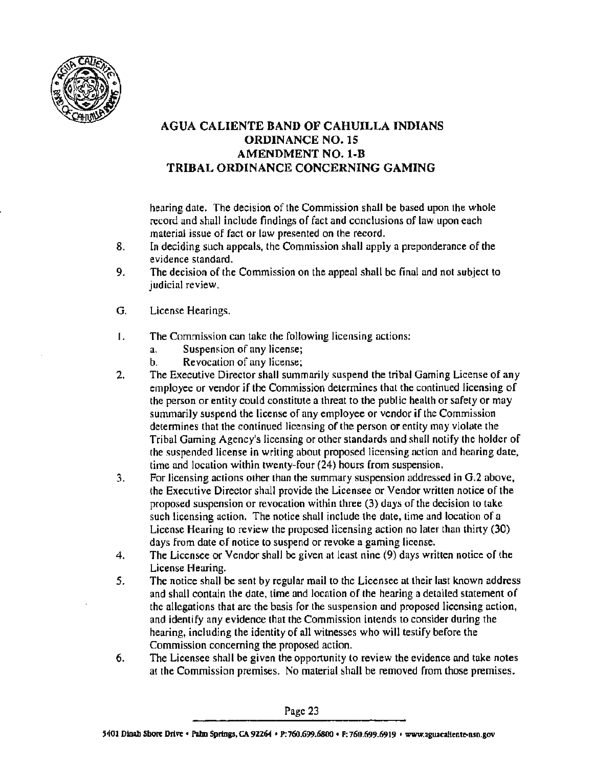hearing date. The decision of the Commission shall be based upon the whole record and shall include findings of fact and conclusions of law upon each material issue of fact or law presented on the record.

8. In deciding such appeals, the Commission shall apply a preponderance of the evidence standard.
9. The decision of the Commission on the appeal shall be final and not subject to judicial review.

G. License Hearings.

1. The Commission can take the following licensing actions:
   a. Suspension of any license;
   b. Revocation of any license;
2. The Executive Director shall summarily suspend the tribal Gaming License of any employee or vendor if the Commission determines that the continued licensing of the person or entity could constitute a threat to the public health or safety or may summarily suspend the license of any employee or vendor if the Commission determines that the continued licensing of the person or entity may violate the Tribal Gaming Agency's licensing or other standards and shall notify the holder of the suspended license in writing about proposed licensing action and hearing date, time and location within twenty-four (24) hours from suspension.
3. For licensing actions other than the summary suspension addressed in G.2 above, the Executive Director shall provide the Licensee or Vendor written notice of the proposed suspension or revocation within three (3) days of the decision to take such licensing action. The notice shall include the date, time and location of a License Hearing to review the proposed licensing action no later than thirty (30) days from date of notice to suspend or revoke a gaming license.
4. The Licensee or Vendor shall be given at least nine (9) days written notice of the License Hearing.
5. The notice shall be sent by regular mail to the Licensee at their last known address and shall contain the date, time and location of the hearing a detailed statement of the allegations that are the basis for the suspension and proposed licensing action, and identify any evidence that the Commission intends to consider during the hearing, including the identity of all witnesses who will testify before the Commission concerning the proposed action.
6. The Licensee shall be given the opportunity to review the evidence and take notes at the Commission premises. No material shall be removed from those premises.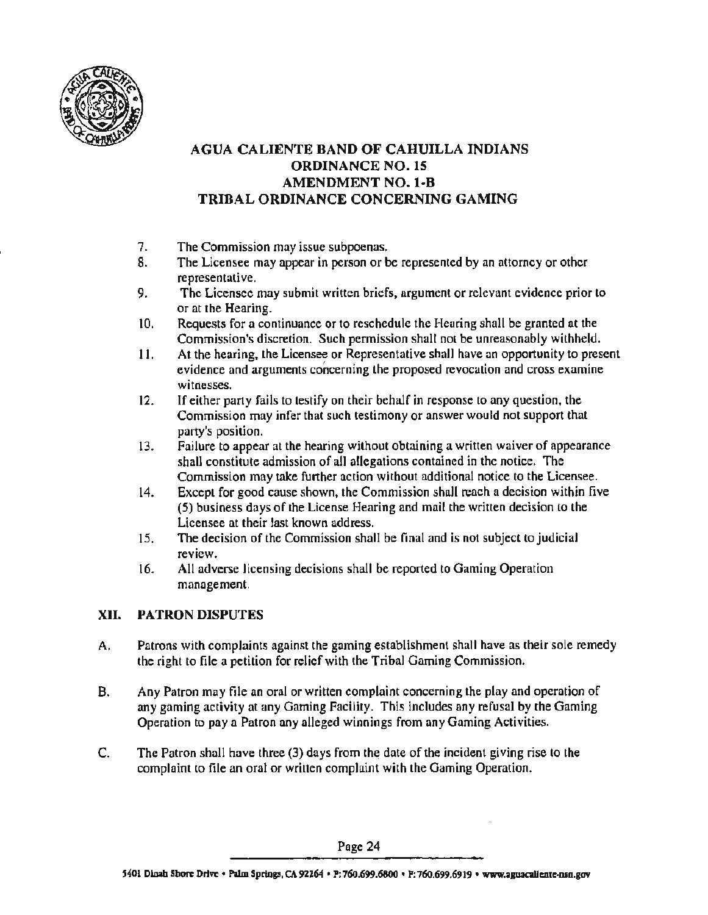# AGUA CALIENTE BAND OF CAHUILLA INDIANS ORDINANCE NO. 15 AMENDMENT NO. 1-B TRIBAL ORDINANCE CONCERNING GAMING

7. The Commission may issue subpoenas.
8. The Licensee may appear in person or be represented by an attorney or other representative.
9. The Licensee may submit written briefs, argument or relevant evidence prior to or at the Hearing.
10. Requests for a continuance or to reschedule the Hearing shall be granted at the Commission's discretion. Such permission shall not be unreasonably withheld.
11. At the hearing, the Licensee or Representative shall have an opportunity to present evidence and arguments concerning the proposed revocation and cross examine witnesses.
12. If either party fails to testify on their behalf in response to any question, the Commission may infer that such testimony or answer would not support that party's position.
13. Failure to appear at the hearing without obtaining a written waiver of appearance shall constitute admission of all allegations contained in the notice. The Commission may take further action without additional notice to the Licensee.
14. Except for good cause shown, the Commission shall reach a decision within five (5) business days of the License Hearing and mail the written decision to the Licensee at their last known address.
15. The decision of the Commission shall be final and is not subject to judicial review.
16. All adverse licensing decisions shall be reported to Gaming Operation management.

## XII. PATRON DISPUTES

A. Patrons with complaints against the gaming establishment shall have as their sole remedy the right to file a petition for relief with the Tribal Gaming Commission.

B. Any Patron may file an oral or written complaint concerning the play and operation of any gaming activity at any Gaming Facility. This includes any refusal by the Gaming Operation to pay a Patron any alleged winnings from any Gaming Activities.

C. The Patron shall have three (3) days from the date of the incident giving rise to the complaint to file an oral or written complaint with the Gaming Operation.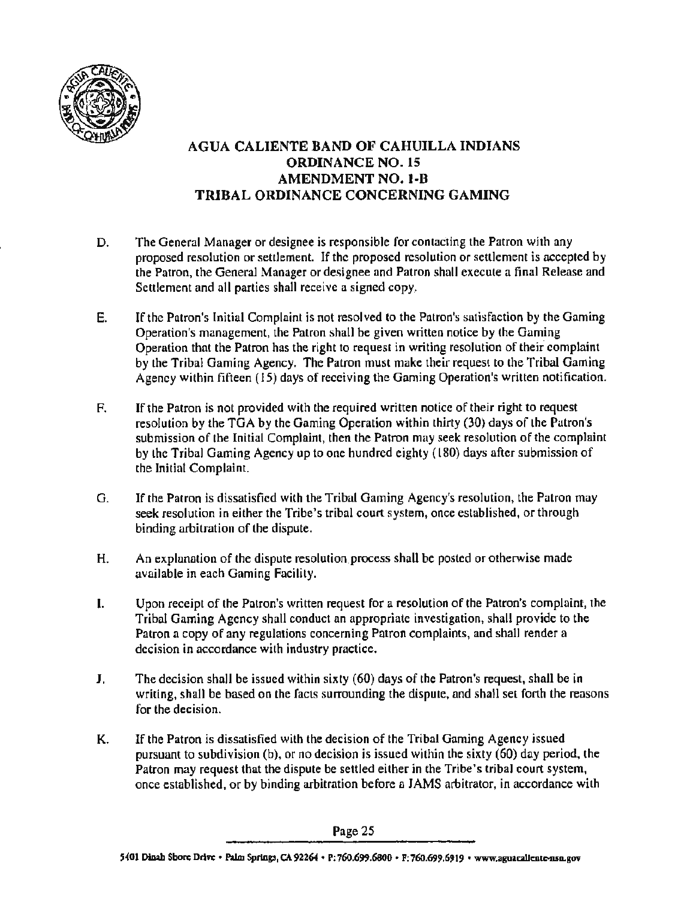# AGUA CALIENTE BAND OF CAHUILLA INDIANS
# ORDINANCE NO. 15
# AMENDMENT NO. 1-B
# TRIBAL ORDINANCE CONCERNING GAMING

D. The General Manager or designee is responsible for contacting the Patron with any proposed resolution or settlement. If the proposed resolution or settlement is accepted by the Patron, the General Manager or designee and Patron shall execute a final Release and Settlement and all parties shall receive a signed copy.

E. If the Patron's Initial Complaint is not resolved to the Patron's satisfaction by the Gaming Operation's management, the Patron shall be given written notice by the Gaming Operation that the Patron has the right to request in writing resolution of their complaint by the Tribal Gaming Agency. The Patron must make their request to the Tribal Gaming Agency within fifteen (15) days of receiving the Gaming Operation's written notification.

F. If the Patron is not provided with the required written notice of their right to request resolution by the TGA by the Gaming Operation within thirty (30) days of the Patron's submission of the Initial Complaint, then the Patron may seek resolution of the complaint by the Tribal Gaming Agency up to one hundred eighty (180) days after submission of the Initial Complaint.

G. If the Patron is dissatisfied with the Tribal Gaming Agency's resolution, the Patron may seek resolution in either the Tribe's tribal court system, once established, or through binding arbitration of the dispute.

H. An explanation of the dispute resolution process shall be posted or otherwise made available in each Gaming Facility.

I. Upon receipt of the Patron's written request for a resolution of the Patron's complaint, the Tribal Gaming Agency shall conduct an appropriate investigation, shall provide to the Patron a copy of any regulations concerning Patron complaints, and shall render a decision in accordance with industry practice.

J. The decision shall be issued within sixty (60) days of the Patron's request, shall be in writing, shall be based on the facts surrounding the dispute, and shall set forth the reasons for the decision.

K. If the Patron is dissatisfied with the decision of the Tribal Gaming Agency issued pursuant to subdivision (b), or no decision is issued within the sixty (60) day period, the Patron may request that the dispute be settled either in the Tribe's tribal court system, once established, or by binding arbitration before a JAMS arbitrator, in accordance with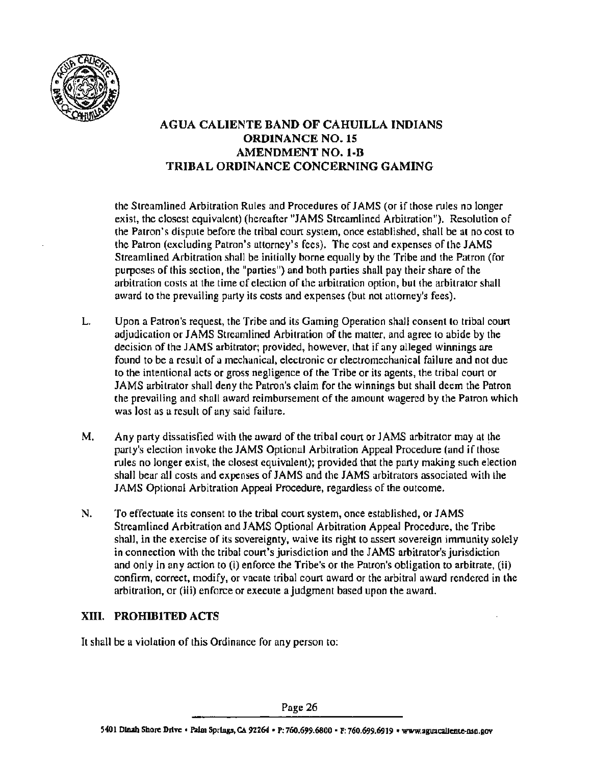the Streamlined Arbitration Rules and Procedures of JAMS (or if those rules no longer exist, the closest equivalent) (hereafter "JAMS Streamlined Arbitration"). Resolution of the Patron's dispute before the tribal court system, once established, shall be at no cost to the Patron (excluding Patron's attorney's fees). The cost and expenses of the JAMS Streamlined Arbitration shall be initially borne equally by the Tribe and the Patron (for purposes of this section, the "parties") and both parties shall pay their share of the arbitration costs at the time of election of the arbitration option, but the arbitrator shall award to the prevailing party its costs and expenses (but not attorney's fees).

L. Upon a Patron's request, the Tribe and its Gaming Operation shall consent to tribal court adjudication or JAMS Streamlined Arbitration of the matter, and agree to abide by the decision of the JAMS arbitrator; provided, however, that if any alleged winnings are found to be a result of a mechanical, electronic or electromechanical failure and not due to the intentional acts or gross negligence of the Tribe or its agents, the tribal court or JAMS arbitrator shall deny the Patron's claim for the winnings but shall deem the Patron the prevailing and shall award reimbursement of the amount wagered by the Patron which was lost as a result of any said failure.

M. Any party dissatisfied with the award of the tribal court or JAMS arbitrator may at the party's election invoke the JAMS Optional Arbitration Appeal Procedure (and if those rules no longer exist, the closest equivalent); provided that the party making such election shall bear all costs and expenses of JAMS and the JAMS arbitrators associated with the JAMS Optional Arbitration Appeal Procedure, regardless of the outcome.

N. To effectuate its consent to the tribal court system, once established, or JAMS Streamlined Arbitration and JAMS Optional Arbitration Appeal Procedure, the Tribe shall, in the exercise of its sovereignty, waive its right to assert sovereign immunity solely in connection with the tribal court's jurisdiction and the JAMS arbitrator's jurisdiction and only in any action to (i) enforce the Tribe's or the Patron's obligation to arbitrate, (ii) confirm, correct, modify, or vacate tribal court award or the arbitral award rendered in the arbitration, or (iii) enforce or execute a judgment based upon the award.

## XIII. PROHIBITED ACTS

It shall be a violation of this Ordinance for any person to: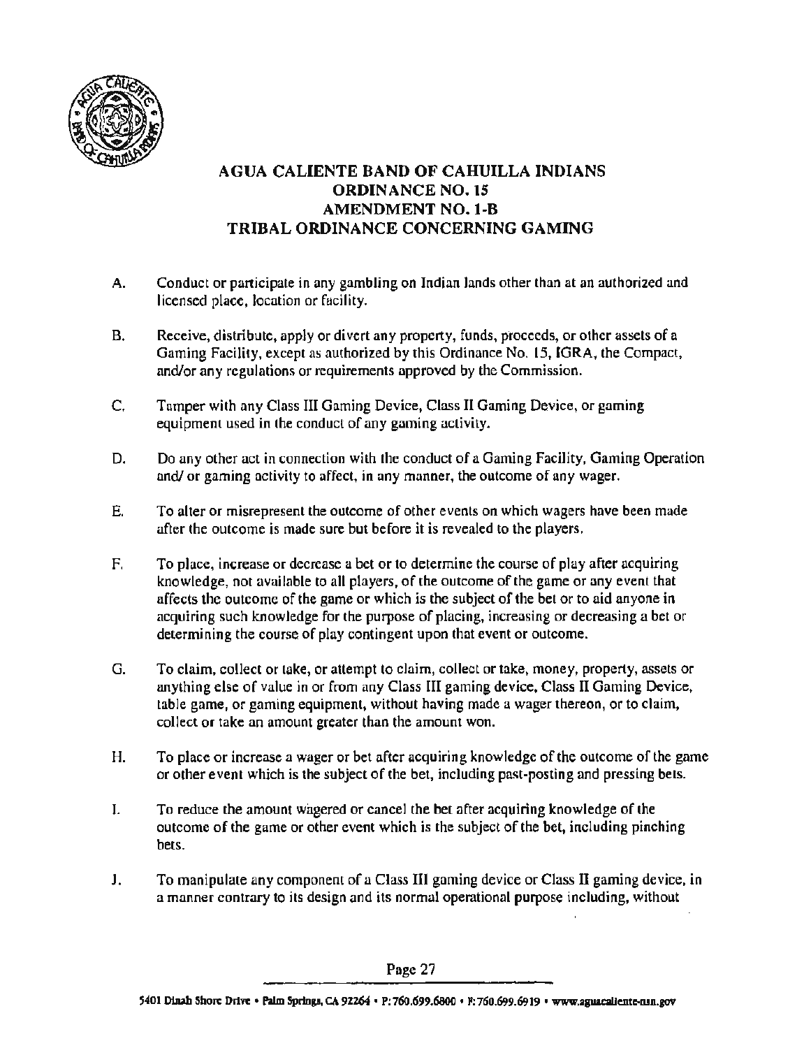# AGUA CALIENTE BAND OF CAHUILLA INDIANS
# ORDINANCE NO. 15
# AMENDMENT NO. 1-B
# TRIBAL ORDINANCE CONCERNING GAMING

A. Conduct or participate in any gambling on Indian lands other than at an authorized and licensed place, location or facility.

B. Receive, distribute, apply or divert any property, funds, proceeds, or other assets of a Gaming Facility, except as authorized by this Ordinance No. 15, IGRA, the Compact, and/or any regulations or requirements approved by the Commission.

C. Tamper with any Class III Gaming Device, Class II Gaming Device, or gaming equipment used in the conduct of any gaming activity.

D. Do any other act in connection with the conduct of a Gaming Facility, Gaming Operation and/ or gaming activity to affect, in any manner, the outcome of any wager.

E. To alter or misrepresent the outcome of other events on which wagers have been made after the outcome is made sure but before it is revealed to the players.

F. To place, increase or decrease a bet or to determine the course of play after acquiring knowledge, not available to all players, of the outcome of the game or any event that affects the outcome of the game or which is the subject of the bet or to aid anyone in acquiring such knowledge for the purpose of placing, increasing or decreasing a bet or determining the course of play contingent upon that event or outcome.

G. To claim, collect or take, or attempt to claim, collect or take, money, property, assets or anything else of value in or from any Class III gaming device, Class II Gaming Device, table game, or gaming equipment, without having made a wager thereon, or to claim, collect or take an amount greater than the amount won.

H. To place or increase a wager or bet after acquiring knowledge of the outcome of the game or other event which is the subject of the bet, including past-posting and pressing bets.

I. To reduce the amount wagered or cancel the bet after acquiring knowledge of the outcome of the game or other event which is the subject of the bet, including pinching bets.

J. To manipulate any component of a Class III gaming device or Class II gaming device, in a manner contrary to its design and its normal operational purpose including, without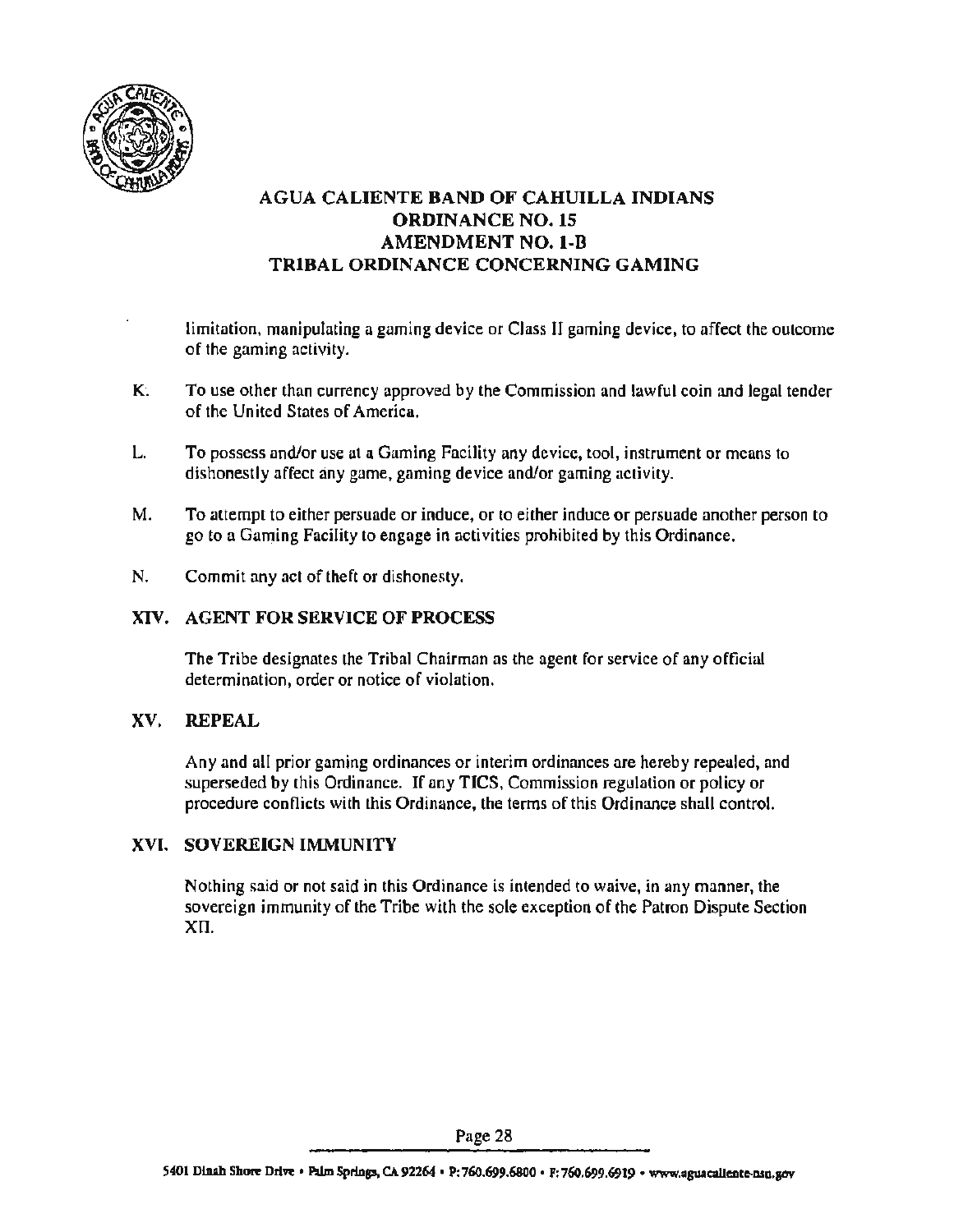limitation, manipulating a gaming device or Class II gaming device, to affect the outcome of the gaming activity.

K. To use other than currency approved by the Commission and lawful coin and legal tender of the United States of America.

L. To possess and/or use at a Gaming Facility any device, tool, instrument or means to dishonestly affect any game, gaming device and/or gaming activity.

M. To attempt to either persuade or induce, or to either induce or persuade another person to go to a Gaming Facility to engage in activities prohibited by this Ordinance.

N. Commit any act of theft or dishonesty.

## XIV. AGENT FOR SERVICE OF PROCESS

The Tribe designates the Tribal Chairman as the agent for service of any official determination, order or notice of violation.

## XV. REPEAL

Any and all prior gaming ordinances or interim ordinances are hereby repealed, and superseded by this Ordinance. If any TICS, Commission regulation or policy or procedure conflicts with this Ordinance, the terms of this Ordinance shall control.

## XVI. SOVEREIGN IMMUNITY

Nothing said or not said in this Ordinance is intended to waive, in any manner, the sovereign immunity of the Tribe with the sole exception of the Patron Dispute Section XII.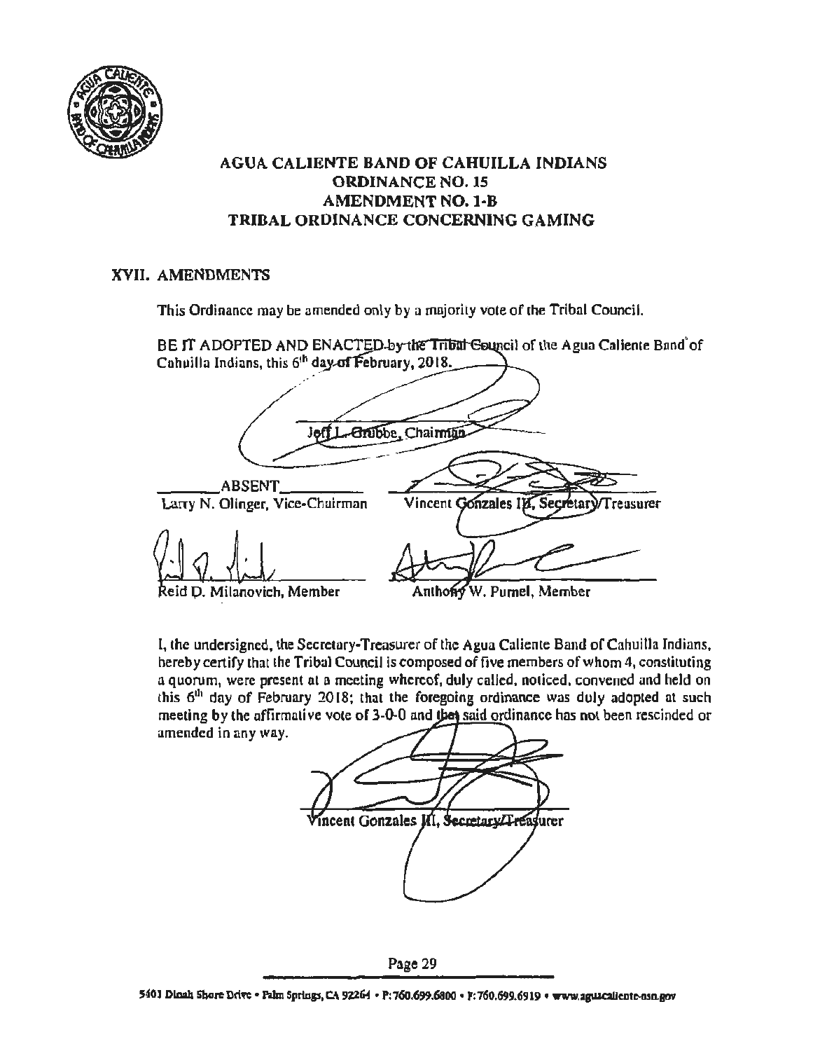**AGUA CALIENTE BAND OF CAHUILLA INDIANS**
**ORDINANCE NO. 15**
**AMENDMENT NO. 1-B**
**TRIBAL ORDINANCE CONCERNING GAMING**

## XVII. AMENDMENTS

This Ordinance may be amended only by a majority vote of the Tribal Council.

BE IT ADOPTED AND ENACTED by the Tribal Council of the Agua Caliente Band of Cahuilla Indians, this 6th day of February, 2018.

Jeff L. Grubbe, Chairman

ABSENT
Larry N. Olinger, Vice-Chairman

Vincent Gonzales III, Secretary/Treasurer

Reid D. Milanovich, Member

Anthony W. Purnel, Member

I, the undersigned, the Secretary-Treasurer of the Agua Caliente Band of Cahuilla Indians, hereby certify that the Tribal Council is composed of five members of whom 4, constituting a quorum, were present at a meeting whereof, duly called, noticed, convened and held on this 6th day of February 2018; that the foregoing ordinance was duly adopted at such meeting by the affirmative vote of 3-0-0 and that said ordinance has not been rescinded or amended in any way.

Vincent Gonzales III, Secretary/Treasurer

5401 Dinah Shore Drive • Palm Springs, CA 92264 • P: 760.699.6800 • F: 760.699.6919 • www.aguacaliente-nsn.gov